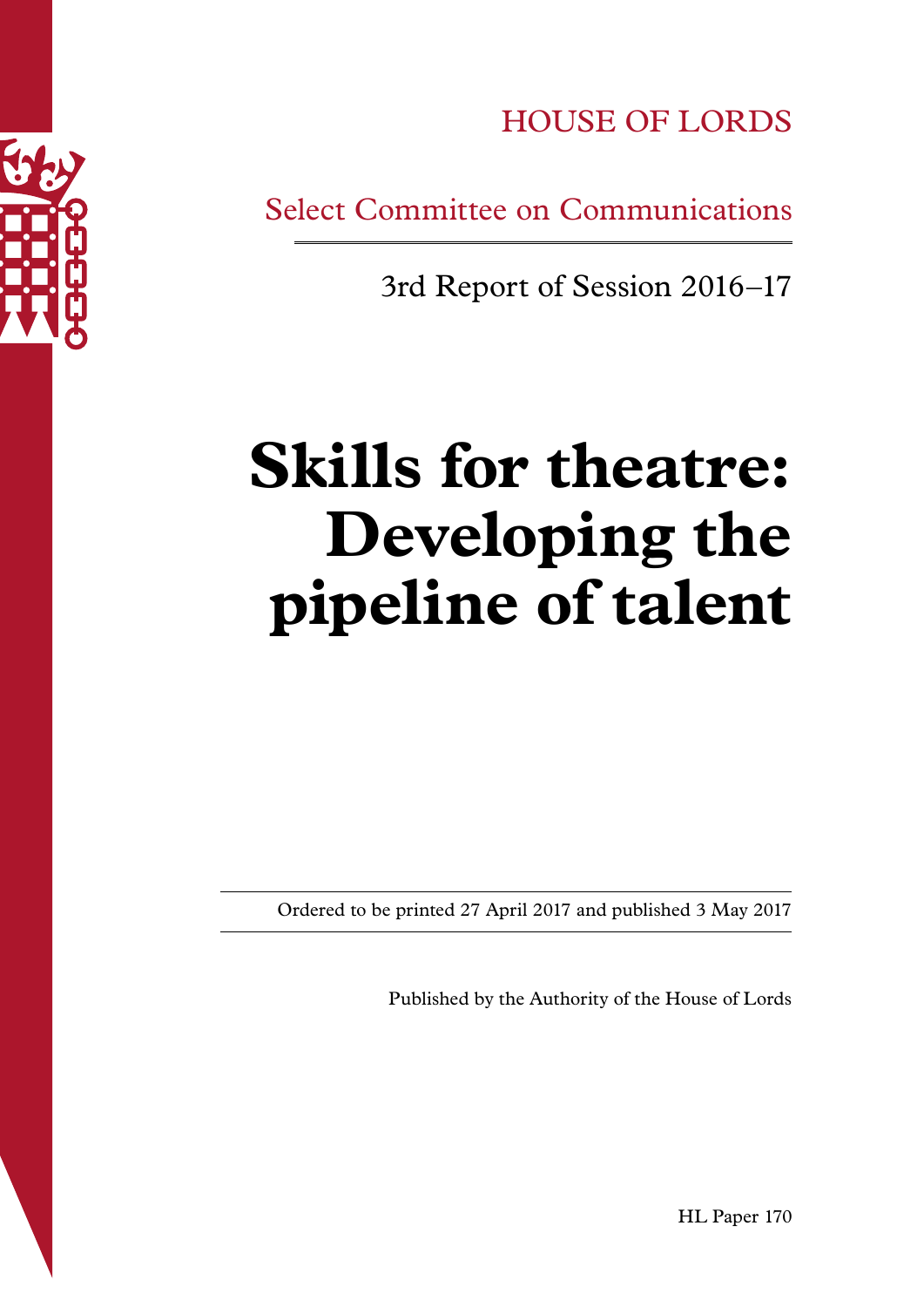HOUSE OF LORDS

Select Committee on Communications

3rd Report of Session 2016–17

# Skills for theatre: Developing the pipeline of talent

Ordered to be printed 27 April 2017 and published 3 May 2017

Published by the Authority of the House of Lords

HL Paper 170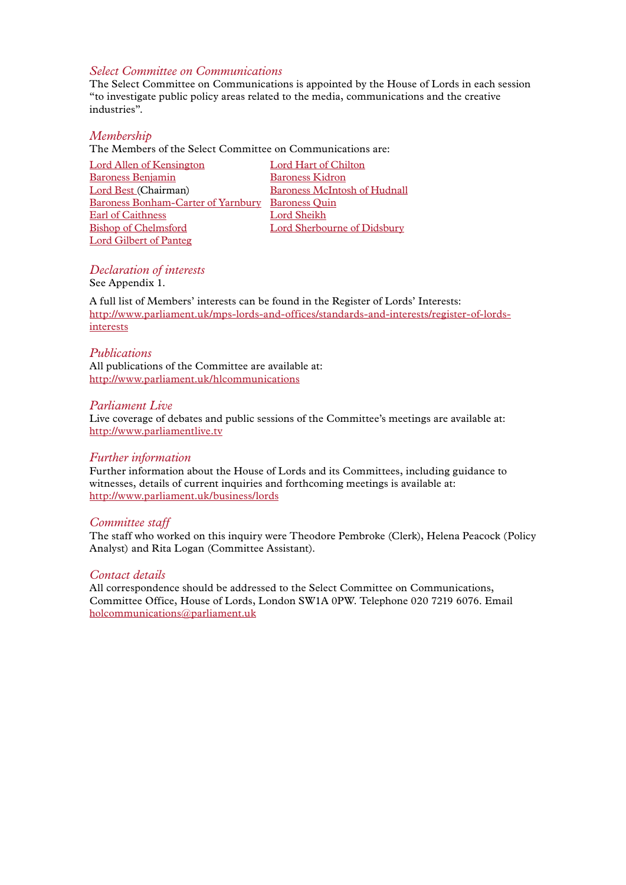*Select Committee on Communications*

The Select Committee on Communications is appointed by the House of Lords in each session "to investigate public policy areas related to the media, communications and the creative industries".

*Membership*

The Members of the Select Committee on Communications are:

Lord Allen of Kensington
Baroness Benjamin
Lord Best (Chairman)
Baroness Bonham-Carter of Yarnbury
Earl of Caithness
Bishop of Chelmsford
Lord Gilbert of Panteg
Lord Hart of Chilton
Baroness Kidron
Baroness McIntosh of Hudnall
Baroness Quin
Lord Sheikh
Lord Sherbourne of Didsbury

*Declaration of interests*

See Appendix 1.

A full list of Members' interests can be found in the Register of Lords' Interests:
http://www.parliament.uk/mps-lords-and-offices/standards-and-interests/register-of-lords-interests

*Publications*

All publications of the Committee are available at:
http://www.parliament.uk/hlcommunications

*Parliament Live*

Live coverage of debates and public sessions of the Committee's meetings are available at:
http://www.parliamentlive.tv

*Further information*

Further information about the House of Lords and its Committees, including guidance to witnesses, details of current inquiries and forthcoming meetings is available at:
http://www.parliament.uk/business/lords

*Committee staff*

The staff who worked on this inquiry were Theodore Pembroke (Clerk), Helena Peacock (Policy Analyst) and Rita Logan (Committee Assistant).

*Contact details*

All correspondence should be addressed to the Select Committee on Communications, Committee Office, House of Lords, London SW1A 0PW. Telephone 020 7219 6076. Email holcommunications@parliament.uk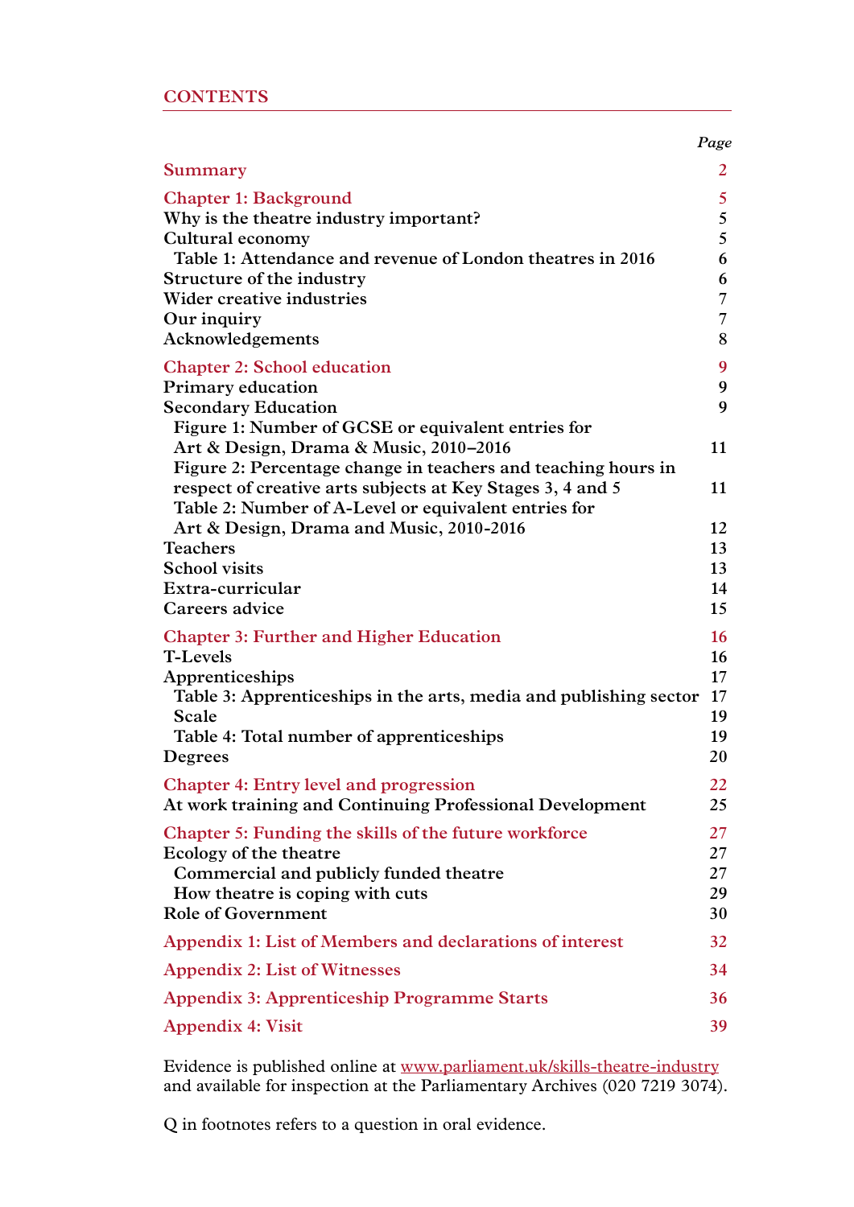## CONTENTS

| | *Page* |
|---|---|
| **Summary** | 2 |
| **Chapter 1: Background** | 5 |
| Why is the theatre industry important? | 5 |
| Cultural economy | 5 |
| Table 1: Attendance and revenue of London theatres in 2016 | 6 |
| Structure of the industry | 6 |
| Wider creative industries | 7 |
| Our inquiry | 7 |
| Acknowledgements | 8 |
| **Chapter 2: School education** | 9 |
| Primary education | 9 |
| Secondary Education | 9 |
| Figure 1: Number of GCSE or equivalent entries for Art & Design, Drama & Music, 2010–2016 | 11 |
| Figure 2: Percentage change in teachers and teaching hours in respect of creative arts subjects at Key Stages 3, 4 and 5 | 11 |
| Table 2: Number of A-Level or equivalent entries for Art & Design, Drama and Music, 2010-2016 | 12 |
| Teachers | 13 |
| School visits | 13 |
| Extra-curricular | 14 |
| Careers advice | 15 |
| **Chapter 3: Further and Higher Education** | 16 |
| T-Levels | 16 |
| Apprenticeships | 17 |
| Table 3: Apprenticeships in the arts, media and publishing sector | 17 |
| Scale | 19 |
| Table 4: Total number of apprenticeships | 19 |
| Degrees | 20 |
| **Chapter 4: Entry level and progression** | 22 |
| At work training and Continuing Professional Development | 25 |
| **Chapter 5: Funding the skills of the future workforce** | 27 |
| Ecology of the theatre | 27 |
| Commercial and publicly funded theatre | 27 |
| How theatre is coping with cuts | 29 |
| Role of Government | 30 |
| **Appendix 1: List of Members and declarations of interest** | 32 |
| **Appendix 2: List of Witnesses** | 34 |
| **Appendix 3: Apprenticeship Programme Starts** | 36 |
| **Appendix 4: Visit** | 39 |

Evidence is published online at www.parliament.uk/skills-theatre-industry and available for inspection at the Parliamentary Archives (020 7219 3074).

Q in footnotes refers to a question in oral evidence.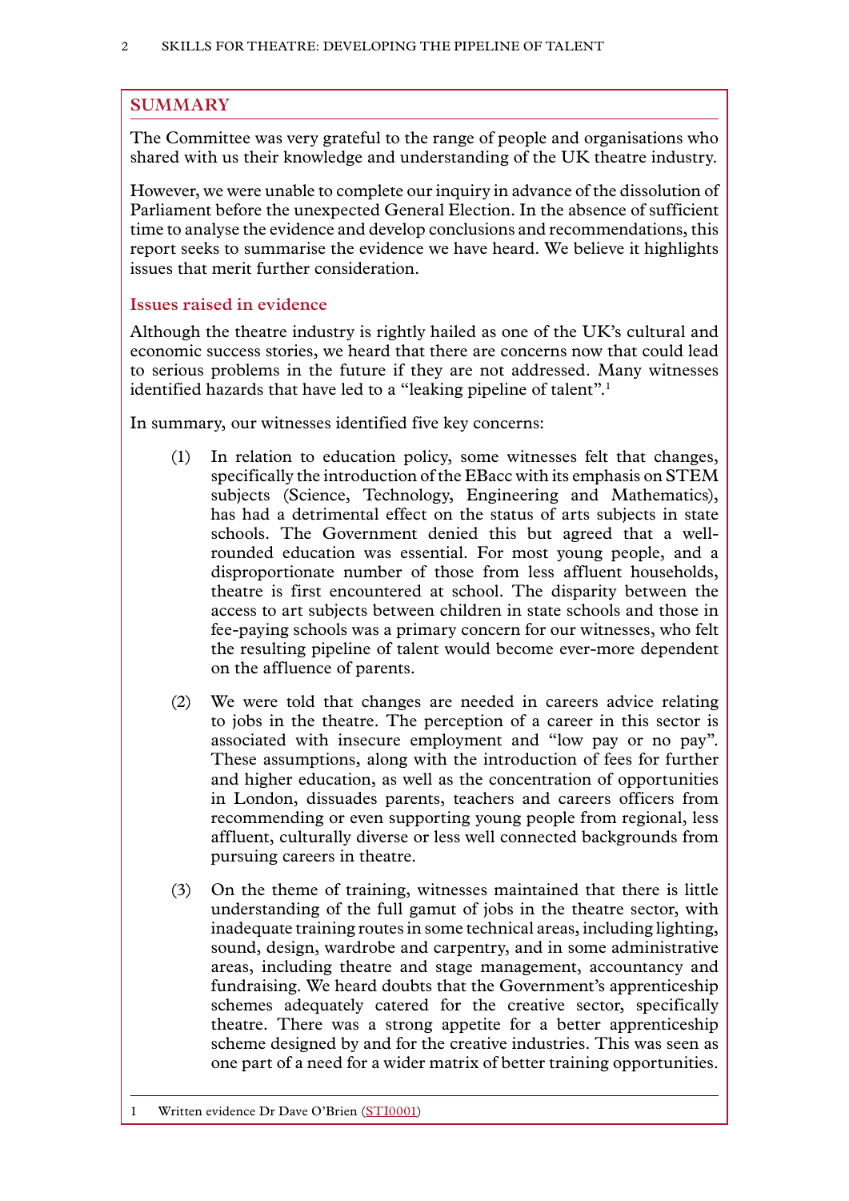## SUMMARY

The Committee was very grateful to the range of people and organisations who shared with us their knowledge and understanding of the UK theatre industry.

However, we were unable to complete our inquiry in advance of the dissolution of Parliament before the unexpected General Election. In the absence of sufficient time to analyse the evidence and develop conclusions and recommendations, this report seeks to summarise the evidence we have heard. We believe it highlights issues that merit further consideration.

### Issues raised in evidence

Although the theatre industry is rightly hailed as one of the UK's cultural and economic success stories, we heard that there are concerns now that could lead to serious problems in the future if they are not addressed. Many witnesses identified hazards that have led to a "leaking pipeline of talent".[1]

In summary, our witnesses identified five key concerns:

(1) In relation to education policy, some witnesses felt that changes, specifically the introduction of the EBacc with its emphasis on STEM subjects (Science, Technology, Engineering and Mathematics), has had a detrimental effect on the status of arts subjects in state schools. The Government denied this but agreed that a well-rounded education was essential. For most young people, and a disproportionate number of those from less affluent households, theatre is first encountered at school. The disparity between the access to art subjects between children in state schools and those in fee-paying schools was a primary concern for our witnesses, who felt the resulting pipeline of talent would become ever-more dependent on the affluence of parents.

(2) We were told that changes are needed in careers advice relating to jobs in the theatre. The perception of a career in this sector is associated with insecure employment and "low pay or no pay". These assumptions, along with the introduction of fees for further and higher education, as well as the concentration of opportunities in London, dissuades parents, teachers and careers officers from recommending or even supporting young people from regional, less affluent, culturally diverse or less well connected backgrounds from pursuing careers in theatre.

(3) On the theme of training, witnesses maintained that there is little understanding of the full gamut of jobs in the theatre sector, with inadequate training routes in some technical areas, including lighting, sound, design, wardrobe and carpentry, and in some administrative areas, including theatre and stage management, accountancy and fundraising. We heard doubts that the Government's apprenticeship schemes adequately catered for the creative sector, specifically theatre. There was a strong appetite for a better apprenticeship scheme designed by and for the creative industries. This was seen as one part of a need for a wider matrix of better training opportunities.

---

1 Written evidence Dr Dave O'Brien (STI0001)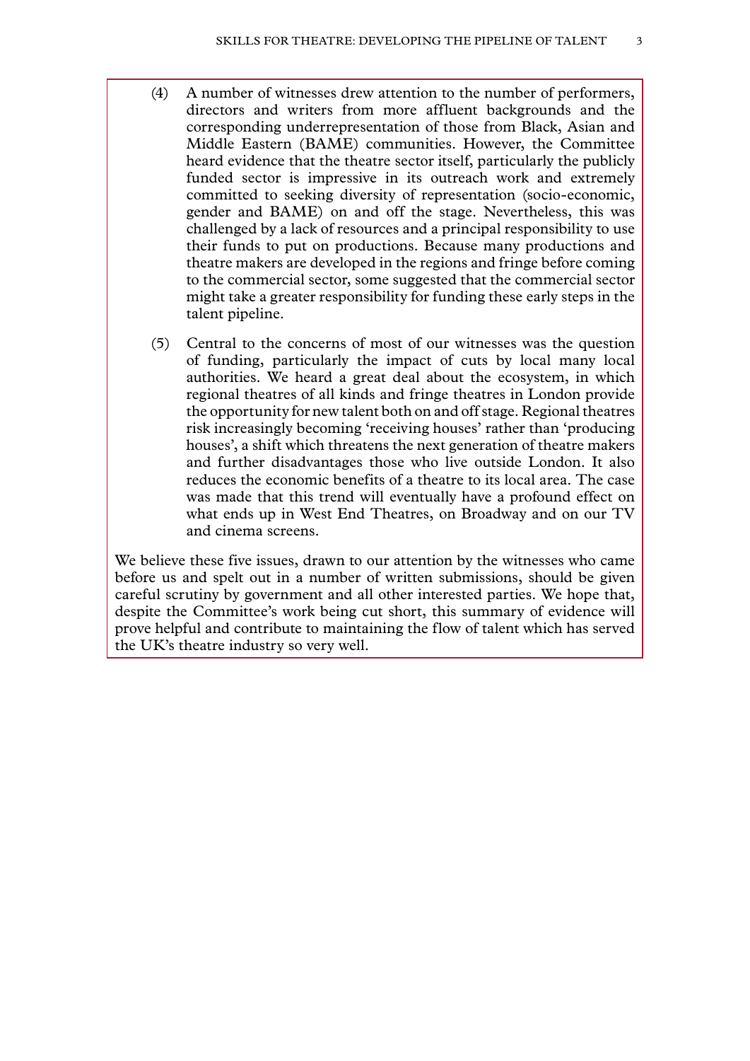(4) A number of witnesses drew attention to the number of performers, directors and writers from more affluent backgrounds and the corresponding underrepresentation of those from Black, Asian and Middle Eastern (BAME) communities. However, the Committee heard evidence that the theatre sector itself, particularly the publicly funded sector is impressive in its outreach work and extremely committed to seeking diversity of representation (socio-economic, gender and BAME) on and off the stage. Nevertheless, this was challenged by a lack of resources and a principal responsibility to use their funds to put on productions. Because many productions and theatre makers are developed in the regions and fringe before coming to the commercial sector, some suggested that the commercial sector might take a greater responsibility for funding these early steps in the talent pipeline.

(5) Central to the concerns of most of our witnesses was the question of funding, particularly the impact of cuts by local many local authorities. We heard a great deal about the ecosystem, in which regional theatres of all kinds and fringe theatres in London provide the opportunity for new talent both on and off stage. Regional theatres risk increasingly becoming 'receiving houses' rather than 'producing houses', a shift which threatens the next generation of theatre makers and further disadvantages those who live outside London. It also reduces the economic benefits of a theatre to its local area. The case was made that this trend will eventually have a profound effect on what ends up in West End Theatres, on Broadway and on our TV and cinema screens.

We believe these five issues, drawn to our attention by the witnesses who came before us and spelt out in a number of written submissions, should be given careful scrutiny by government and all other interested parties. We hope that, despite the Committee's work being cut short, this summary of evidence will prove helpful and contribute to maintaining the flow of talent which has served the UK's theatre industry so very well.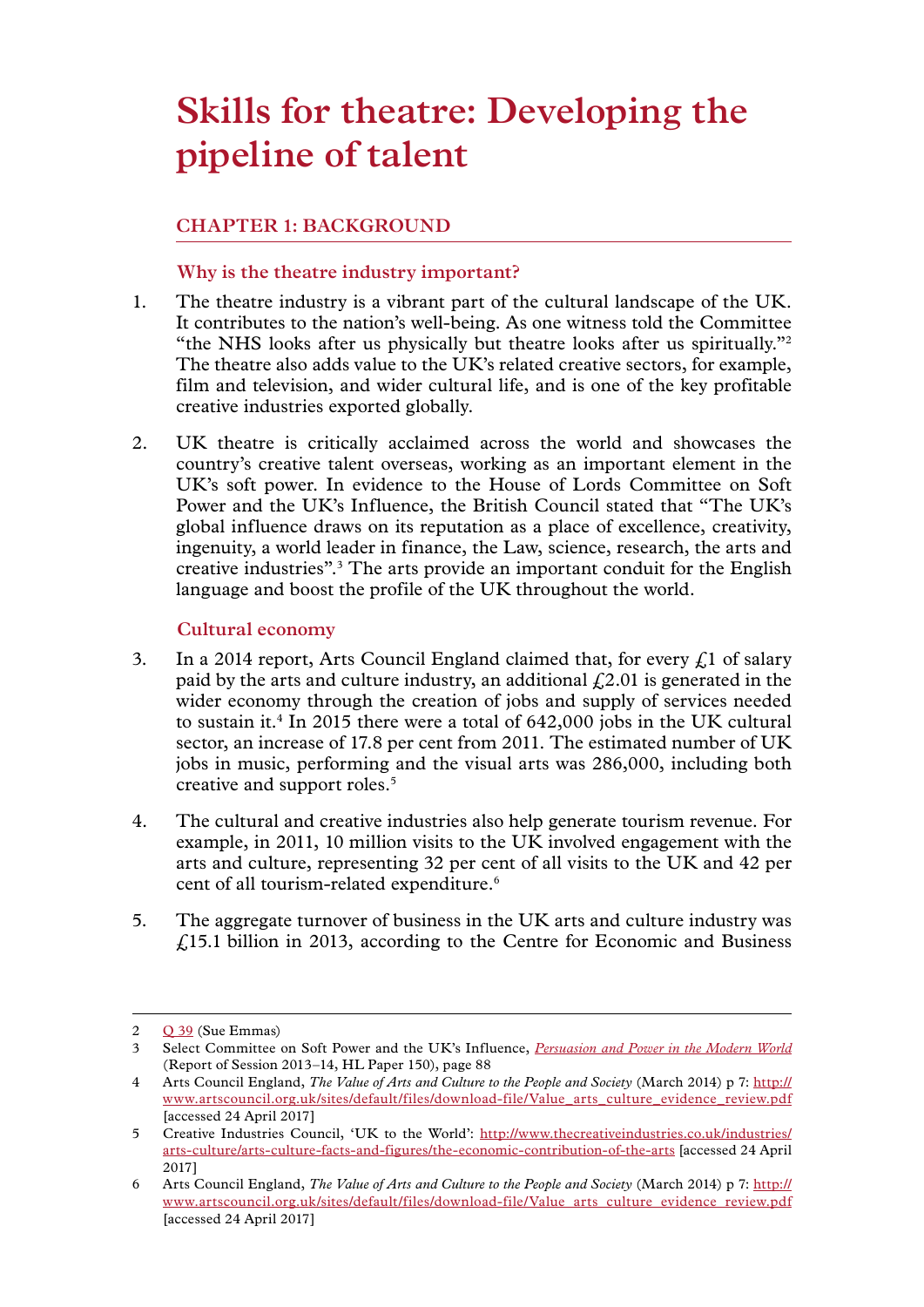# Skills for theatre: Developing the pipeline of talent

## CHAPTER 1: BACKGROUND

### Why is the theatre industry important?

1. The theatre industry is a vibrant part of the cultural landscape of the UK. It contributes to the nation's well-being. As one witness told the Committee "the NHS looks after us physically but theatre looks after us spiritually."[2] The theatre also adds value to the UK's related creative sectors, for example, film and television, and wider cultural life, and is one of the key profitable creative industries exported globally.

2. UK theatre is critically acclaimed across the world and showcases the country's creative talent overseas, working as an important element in the UK's soft power. In evidence to the House of Lords Committee on Soft Power and the UK's Influence, the British Council stated that "The UK's global influence draws on its reputation as a place of excellence, creativity, ingenuity, a world leader in finance, the Law, science, research, the arts and creative industries".[3] The arts provide an important conduit for the English language and boost the profile of the UK throughout the world.

### Cultural economy

3. In a 2014 report, Arts Council England claimed that, for every £1 of salary paid by the arts and culture industry, an additional £2.01 is generated in the wider economy through the creation of jobs and supply of services needed to sustain it.[4] In 2015 there were a total of 642,000 jobs in the UK cultural sector, an increase of 17.8 per cent from 2011. The estimated number of UK jobs in music, performing and the visual arts was 286,000, including both creative and support roles.[5]

4. The cultural and creative industries also help generate tourism revenue. For example, in 2011, 10 million visits to the UK involved engagement with the arts and culture, representing 32 per cent of all visits to the UK and 42 per cent of all tourism-related expenditure.[6]

5. The aggregate turnover of business in the UK arts and culture industry was £15.1 billion in 2013, according to the Centre for Economic and Business

---

2 Q 39 (Sue Emmas)

3 Select Committee on Soft Power and the UK's Influence, *Persuasion and Power in the Modern World* (Report of Session 2013–14, HL Paper 150), page 88

4 Arts Council England, *The Value of Arts and Culture to the People and Society* (March 2014) p 7: http://www.artscouncil.org.uk/sites/default/files/download-file/Value_arts_culture_evidence_review.pdf [accessed 24 April 2017]

5 Creative Industries Council, 'UK to the World': http://www.thecreativeindustries.co.uk/industries/arts-culture/arts-culture-facts-and-figures/the-economic-contribution-of-the-arts [accessed 24 April 2017]

6 Arts Council England, *The Value of Arts and Culture to the People and Society* (March 2014) p 7: http://www.artscouncil.org.uk/sites/default/files/download-file/Value_arts_culture_evidence_review.pdf [accessed 24 April 2017]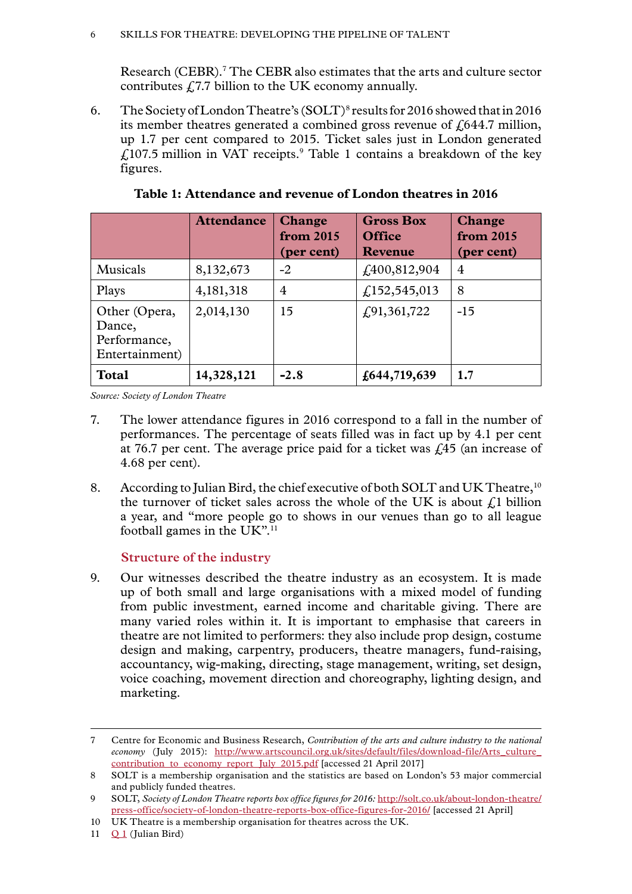Research (CEBR).[7] The CEBR also estimates that the arts and culture sector contributes £7.7 billion to the UK economy annually.

6. The Society of London Theatre's (SOLT)[8] results for 2016 showed that in 2016 its member theatres generated a combined gross revenue of £644.7 million, up 1.7 per cent compared to 2015. Ticket sales just in London generated £107.5 million in VAT receipts.[9] Table 1 contains a breakdown of the key figures.

**Table 1: Attendance and revenue of London theatres in 2016**

| | Attendance | Change from 2015 (per cent) | Gross Box Office Revenue | Change from 2015 (per cent) |
|---|---|---|---|---|
| Musicals | 8,132,673 | -2 | £400,812,904 | 4 |
| Plays | 4,181,318 | 4 | £152,545,013 | 8 |
| Other (Opera, Dance, Performance, Entertainment) | 2,014,130 | 15 | £91,361,722 | -15 |
| **Total** | **14,328,121** | **-2.8** | **£644,719,639** | **1.7** |

*Source: Society of London Theatre*

7. The lower attendance figures in 2016 correspond to a fall in the number of performances. The percentage of seats filled was in fact up by 4.1 per cent at 76.7 per cent. The average price paid for a ticket was £45 (an increase of 4.68 per cent).

8. According to Julian Bird, the chief executive of both SOLT and UK Theatre,[10] the turnover of ticket sales across the whole of the UK is about £1 billion a year, and "more people go to shows in our venues than go to all league football games in the UK".[11]

### Structure of the industry

9. Our witnesses described the theatre industry as an ecosystem. It is made up of both small and large organisations with a mixed model of funding from public investment, earned income and charitable giving. There are many varied roles within it. It is important to emphasise that careers in theatre are not limited to performers: they also include prop design, costume design and making, carpentry, producers, theatre managers, fund-raising, accountancy, wig-making, directing, stage management, writing, set design, voice coaching, movement direction and choreography, lighting design, and marketing.

---

7 Centre for Economic and Business Research, *Contribution of the arts and culture industry to the national economy* (July 2015): http://www.artscouncil.org.uk/sites/default/files/download-file/Arts_culture_contribution_to_economy_report_July_2015.pdf [accessed 21 April 2017]

8 SOLT is a membership organisation and the statistics are based on London's 53 major commercial and publicly funded theatres.

9 SOLT, *Society of London Theatre reports box office figures for 2016:* http://solt.co.uk/about-london-theatre/press-office/society-of-london-theatre-reports-box-office-figures-for-2016/ [accessed 21 April]

10 UK Theatre is a membership organisation for theatres across the UK.

11 Q 1 (Julian Bird)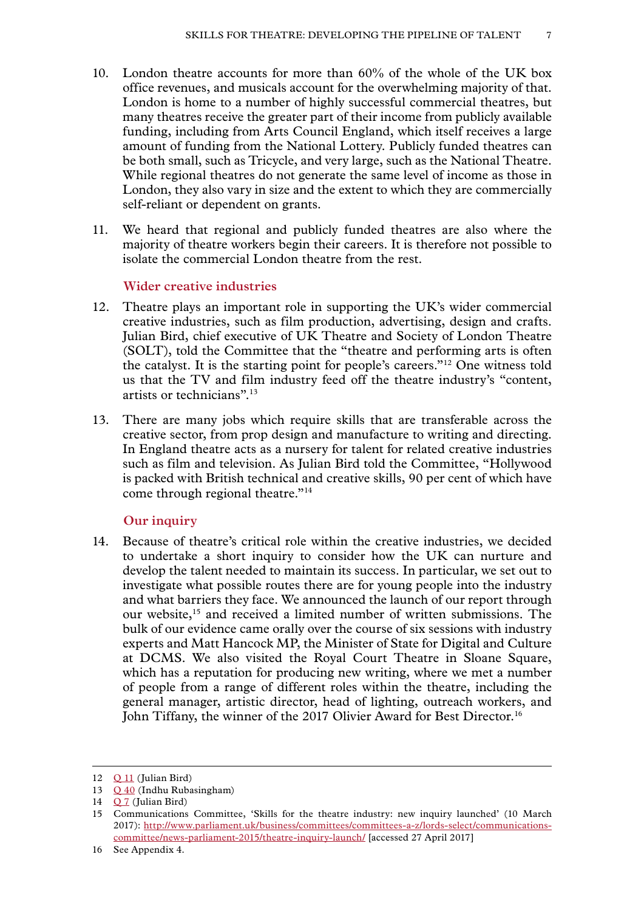10. London theatre accounts for more than 60% of the whole of the UK box office revenues, and musicals account for the overwhelming majority of that. London is home to a number of highly successful commercial theatres, but many theatres receive the greater part of their income from publicly available funding, including from Arts Council England, which itself receives a large amount of funding from the National Lottery. Publicly funded theatres can be both small, such as Tricycle, and very large, such as the National Theatre. While regional theatres do not generate the same level of income as those in London, they also vary in size and the extent to which they are commercially self-reliant or dependent on grants.

11. We heard that regional and publicly funded theatres are also where the majority of theatre workers begin their careers. It is therefore not possible to isolate the commercial London theatre from the rest.

### Wider creative industries

12. Theatre plays an important role in supporting the UK's wider commercial creative industries, such as film production, advertising, design and crafts. Julian Bird, chief executive of UK Theatre and Society of London Theatre (SOLT), told the Committee that the "theatre and performing arts is often the catalyst. It is the starting point for people's careers."[12] One witness told us that the TV and film industry feed off the theatre industry's "content, artists or technicians".[13]

13. There are many jobs which require skills that are transferable across the creative sector, from prop design and manufacture to writing and directing. In England theatre acts as a nursery for talent for related creative industries such as film and television. As Julian Bird told the Committee, "Hollywood is packed with British technical and creative skills, 90 per cent of which have come through regional theatre."[14]

### Our inquiry

14. Because of theatre's critical role within the creative industries, we decided to undertake a short inquiry to consider how the UK can nurture and develop the talent needed to maintain its success. In particular, we set out to investigate what possible routes there are for young people into the industry and what barriers they face. We announced the launch of our report through our website,[15] and received a limited number of written submissions. The bulk of our evidence came orally over the course of six sessions with industry experts and Matt Hancock MP, the Minister of State for Digital and Culture at DCMS. We also visited the Royal Court Theatre in Sloane Square, which has a reputation for producing new writing, where we met a number of people from a range of different roles within the theatre, including the general manager, artistic director, head of lighting, outreach workers, and John Tiffany, the winner of the 2017 Olivier Award for Best Director.[16]

---

12 Q 11 (Julian Bird)

13 Q 40 (Indhu Rubasingham)

14 Q 7 (Julian Bird)

15 Communications Committee, 'Skills for the theatre industry: new inquiry launched' (10 March 2017): http://www.parliament.uk/business/committees/committees-a-z/lords-select/communications-committee/news-parliament-2015/theatre-inquiry-launch/ [accessed 27 April 2017]

16 See Appendix 4.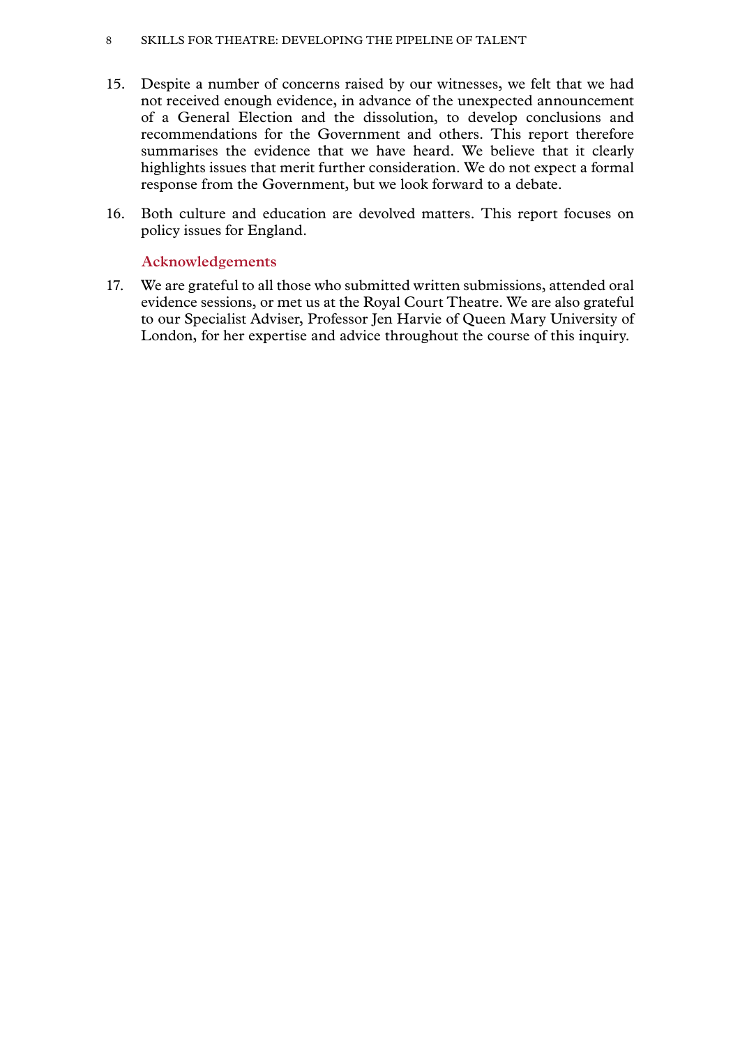15. Despite a number of concerns raised by our witnesses, we felt that we had not received enough evidence, in advance of the unexpected announcement of a General Election and the dissolution, to develop conclusions and recommendations for the Government and others. This report therefore summarises the evidence that we have heard. We believe that it clearly highlights issues that merit further consideration. We do not expect a formal response from the Government, but we look forward to a debate.

16. Both culture and education are devolved matters. This report focuses on policy issues for England.

### Acknowledgements

17. We are grateful to all those who submitted written submissions, attended oral evidence sessions, or met us at the Royal Court Theatre. We are also grateful to our Specialist Adviser, Professor Jen Harvie of Queen Mary University of London, for her expertise and advice throughout the course of this inquiry.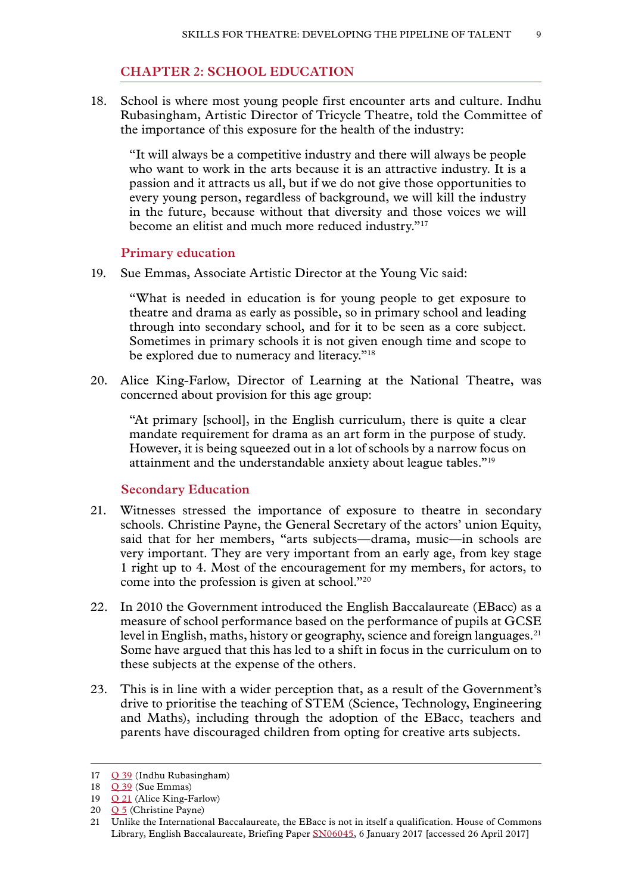## CHAPTER 2: SCHOOL EDUCATION

18. School is where most young people first encounter arts and culture. Indhu Rubasingham, Artistic Director of Tricycle Theatre, told the Committee of the importance of this exposure for the health of the industry:

> "It will always be a competitive industry and there will always be people who want to work in the arts because it is an attractive industry. It is a passion and it attracts us all, but if we do not give those opportunities to every young person, regardless of background, we will kill the industry in the future, because without that diversity and those voices we will become an elitist and much more reduced industry."[17]

### Primary education

19. Sue Emmas, Associate Artistic Director at the Young Vic said:

> "What is needed in education is for young people to get exposure to theatre and drama as early as possible, so in primary school and leading through into secondary school, and for it to be seen as a core subject. Sometimes in primary schools it is not given enough time and scope to be explored due to numeracy and literacy."[18]

20. Alice King-Farlow, Director of Learning at the National Theatre, was concerned about provision for this age group:

> "At primary [school], in the English curriculum, there is quite a clear mandate requirement for drama as an art form in the purpose of study. However, it is being squeezed out in a lot of schools by a narrow focus on attainment and the understandable anxiety about league tables."[19]

### Secondary Education

21. Witnesses stressed the importance of exposure to theatre in secondary schools. Christine Payne, the General Secretary of the actors' union Equity, said that for her members, "arts subjects—drama, music—in schools are very important. They are very important from an early age, from key stage 1 right up to 4. Most of the encouragement for my members, for actors, to come into the profession is given at school."[20]

22. In 2010 the Government introduced the English Baccalaureate (EBacc) as a measure of school performance based on the performance of pupils at GCSE level in English, maths, history or geography, science and foreign languages.[21] Some have argued that this has led to a shift in focus in the curriculum on to these subjects at the expense of the others.

23. This is in line with a wider perception that, as a result of the Government's drive to prioritise the teaching of STEM (Science, Technology, Engineering and Maths), including through the adoption of the EBacc, teachers and parents have discouraged children from opting for creative arts subjects.

---

17 Q 39 (Indhu Rubasingham)

18 Q 39 (Sue Emmas)

19 Q 21 (Alice King-Farlow)

20 Q 5 (Christine Payne)

21 Unlike the International Baccalaureate, the EBacc is not in itself a qualification. House of Commons Library, English Baccalaureate, Briefing Paper SN06045, 6 January 2017 [accessed 26 April 2017]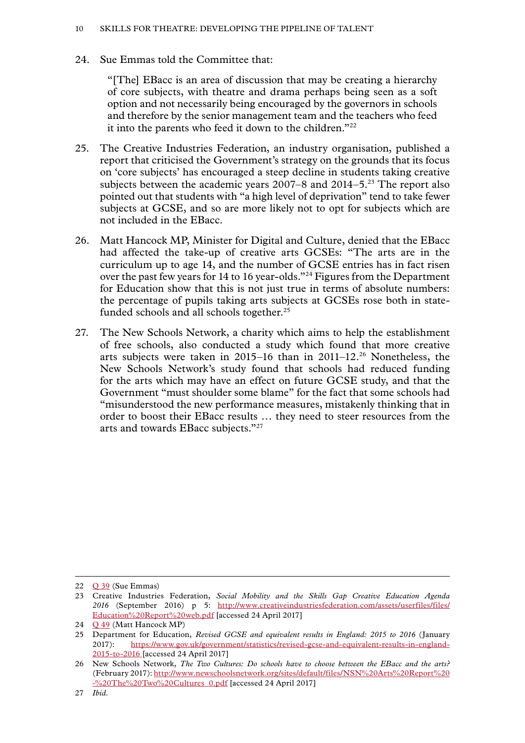24. Sue Emmas told the Committee that:

> "[The] EBacc is an area of discussion that may be creating a hierarchy of core subjects, with theatre and drama perhaps being seen as a soft option and not necessarily being encouraged by the governors in schools and therefore by the senior management team and the teachers who feed it into the parents who feed it down to the children."[22]

25. The Creative Industries Federation, an industry organisation, published a report that criticised the Government's strategy on the grounds that its focus on 'core subjects' has encouraged a steep decline in students taking creative subjects between the academic years 2007–8 and 2014–5.[23] The report also pointed out that students with "a high level of deprivation" tend to take fewer subjects at GCSE, and so are more likely not to opt for subjects which are not included in the EBacc.

26. Matt Hancock MP, Minister for Digital and Culture, denied that the EBacc had affected the take-up of creative arts GCSEs: "The arts are in the curriculum up to age 14, and the number of GCSE entries has in fact risen over the past few years for 14 to 16 year-olds."[24] Figures from the Department for Education show that this is not just true in terms of absolute numbers: the percentage of pupils taking arts subjects at GCSEs rose both in state-funded schools and all schools together.[25]

27. The New Schools Network, a charity which aims to help the establishment of free schools, also conducted a study which found that more creative arts subjects were taken in 2015–16 than in 2011–12.[26] Nonetheless, the New Schools Network's study found that schools had reduced funding for the arts which may have an effect on future GCSE study, and that the Government "must shoulder some blame" for the fact that some schools had "misunderstood the new performance measures, mistakenly thinking that in order to boost their EBacc results … they need to steer resources from the arts and towards EBacc subjects."[27]

---

22 Q 39 (Sue Emmas)

23 Creative Industries Federation, *Social Mobility and the Skills Gap Creative Education Agenda 2016* (September 2016) p 5: http://www.creativeindustriesfederation.com/assets/userfiles/files/Education%20Report%20web.pdf [accessed 24 April 2017]

24 Q 49 (Matt Hancock MP)

25 Department for Education, *Revised GCSE and equivalent results in England: 2015 to 2016* (January 2017): https://www.gov.uk/government/statistics/revised-gcse-and-equivalent-results-in-england-2015-to-2016 [accessed 24 April 2017]

26 New Schools Network, *The Two Cultures: Do schools have to choose between the EBacc and the arts?* (February 2017): http://www.newschoolsnetwork.org/sites/default/files/NSN%20Arts%20Report%20-%20The%20Two%20Cultures_0.pdf [accessed 24 April 2017]

27 *Ibid.*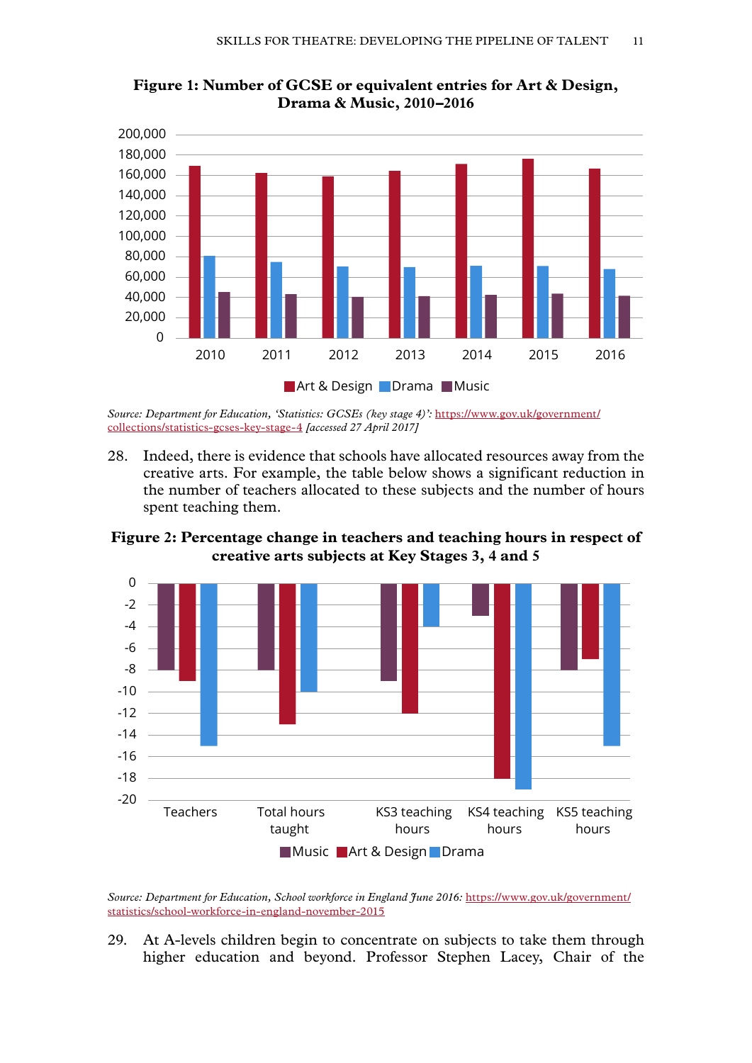**Figure 1: Number of GCSE or equivalent entries for Art & Design, Drama & Music, 2010–2016**

*Source: Department for Education, 'Statistics: GCSEs (key stage 4)':* https://www.gov.uk/government/collections/statistics-gcses-key-stage-4 *[accessed 27 April 2017]*

28. Indeed, there is evidence that schools have allocated resources away from the creative arts. For example, the table below shows a significant reduction in the number of teachers allocated to these subjects and the number of hours spent teaching them.

**Figure 2: Percentage change in teachers and teaching hours in respect of creative arts subjects at Key Stages 3, 4 and 5**

*Source: Department for Education, School workforce in England June 2016:* https://www.gov.uk/government/statistics/school-workforce-in-england-november-2015

29. At A-levels children begin to concentrate on subjects to take them through higher education and beyond. Professor Stephen Lacey, Chair of the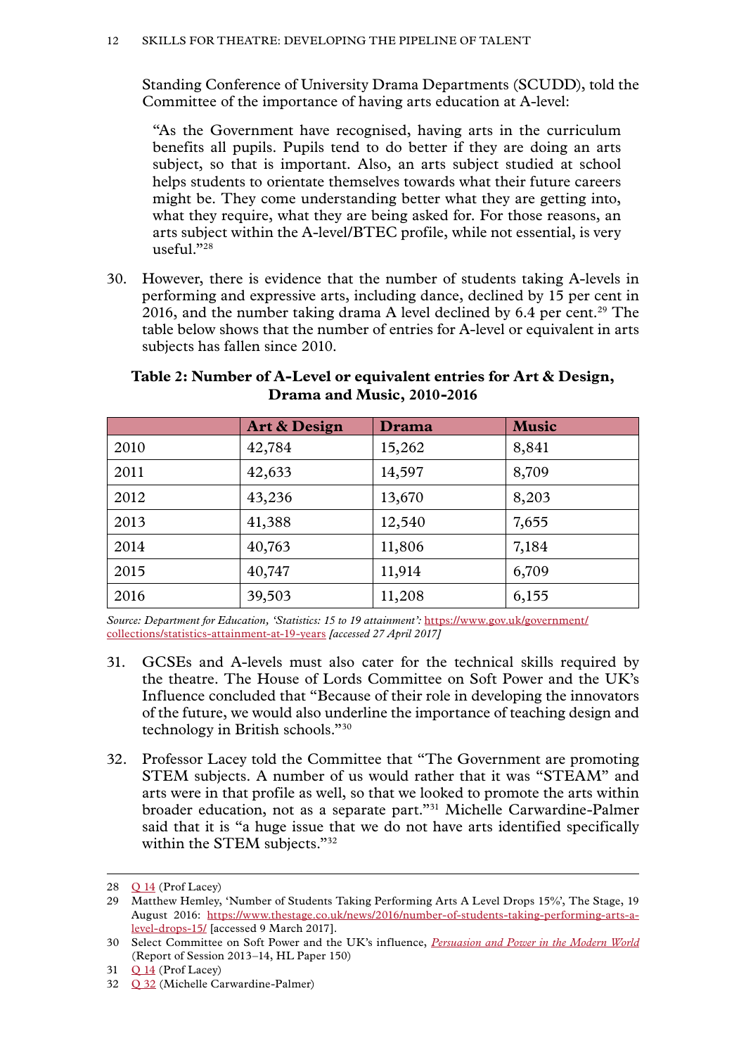Standing Conference of University Drama Departments (SCUDD), told the Committee of the importance of having arts education at A-level:

> "As the Government have recognised, having arts in the curriculum benefits all pupils. Pupils tend to do better if they are doing an arts subject, so that is important. Also, an arts subject studied at school helps students to orientate themselves towards what their future careers might be. They come understanding better what they are getting into, what they require, what they are being asked for. For those reasons, an arts subject within the A-level/BTEC profile, while not essential, is very useful."[28]

30. However, there is evidence that the number of students taking A-levels in performing and expressive arts, including dance, declined by 15 per cent in 2016, and the number taking drama A level declined by 6.4 per cent.[29] The table below shows that the number of entries for A-level or equivalent in arts subjects has fallen since 2010.

**Table 2: Number of A-Level or equivalent entries for Art & Design, Drama and Music, 2010-2016**

| | Art & Design | Drama | Music |
|---|---|---|---|
| 2010 | 42,784 | 15,262 | 8,841 |
| 2011 | 42,633 | 14,597 | 8,709 |
| 2012 | 43,236 | 13,670 | 8,203 |
| 2013 | 41,388 | 12,540 | 7,655 |
| 2014 | 40,763 | 11,806 | 7,184 |
| 2015 | 40,747 | 11,914 | 6,709 |
| 2016 | 39,503 | 11,208 | 6,155 |

*Source: Department for Education, 'Statistics: 15 to 19 attainment':* https://www.gov.uk/government/collections/statistics-attainment-at-19-years *[accessed 27 April 2017]*

31. GCSEs and A-levels must also cater for the technical skills required by the theatre. The House of Lords Committee on Soft Power and the UK's Influence concluded that "Because of their role in developing the innovators of the future, we would also underline the importance of teaching design and technology in British schools."[30]

32. Professor Lacey told the Committee that "The Government are promoting STEM subjects. A number of us would rather that it was "STEAM" and arts were in that profile as well, so that we looked to promote the arts within broader education, not as a separate part."[31] Michelle Carwardine-Palmer said that it is "a huge issue that we do not have arts identified specifically within the STEM subjects."[32]

---

28 Q 14 (Prof Lacey)

29 Matthew Hemley, 'Number of Students Taking Performing Arts A Level Drops 15%', The Stage, 19 August 2016: https://www.thestage.co.uk/news/2016/number-of-students-taking-performing-arts-a-level-drops-15/ [accessed 9 March 2017].

30 Select Committee on Soft Power and the UK's influence, *Persuasion and Power in the Modern World* (Report of Session 2013–14, HL Paper 150)

31 Q 14 (Prof Lacey)

32 Q 32 (Michelle Carwardine-Palmer)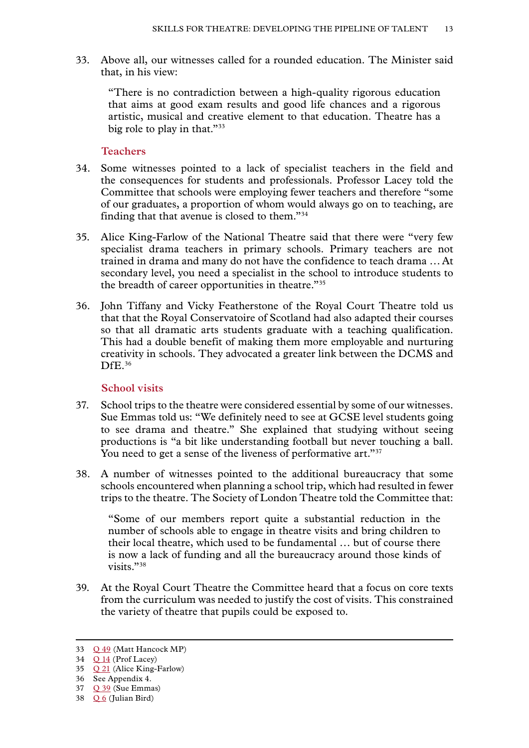33. Above all, our witnesses called for a rounded education. The Minister said that, in his view:

> "There is no contradiction between a high-quality rigorous education that aims at good exam results and good life chances and a rigorous artistic, musical and creative element to that education. Theatre has a big role to play in that."[33]

### Teachers

34. Some witnesses pointed to a lack of specialist teachers in the field and the consequences for students and professionals. Professor Lacey told the Committee that schools were employing fewer teachers and therefore "some of our graduates, a proportion of whom would always go on to teaching, are finding that that avenue is closed to them."[34]

35. Alice King-Farlow of the National Theatre said that there were "very few specialist drama teachers in primary schools. Primary teachers are not trained in drama and many do not have the confidence to teach drama … At secondary level, you need a specialist in the school to introduce students to the breadth of career opportunities in theatre."[35]

36. John Tiffany and Vicky Featherstone of the Royal Court Theatre told us that that the Royal Conservatoire of Scotland had also adapted their courses so that all dramatic arts students graduate with a teaching qualification. This had a double benefit of making them more employable and nurturing creativity in schools. They advocated a greater link between the DCMS and DfE.[36]

### School visits

37. School trips to the theatre were considered essential by some of our witnesses. Sue Emmas told us: "We definitely need to see at GCSE level students going to see drama and theatre." She explained that studying without seeing productions is "a bit like understanding football but never touching a ball. You need to get a sense of the liveness of performative art."[37]

38. A number of witnesses pointed to the additional bureaucracy that some schools encountered when planning a school trip, which had resulted in fewer trips to the theatre. The Society of London Theatre told the Committee that:

> "Some of our members report quite a substantial reduction in the number of schools able to engage in theatre visits and bring children to their local theatre, which used to be fundamental … but of course there is now a lack of funding and all the bureaucracy around those kinds of visits."[38]

39. At the Royal Court Theatre the Committee heard that a focus on core texts from the curriculum was needed to justify the cost of visits. This constrained the variety of theatre that pupils could be exposed to.

---

33 Q 49 (Matt Hancock MP)
34 Q 14 (Prof Lacey)
35 Q 21 (Alice King-Farlow)
36 See Appendix 4.
37 Q 39 (Sue Emmas)
38 Q 6 (Julian Bird)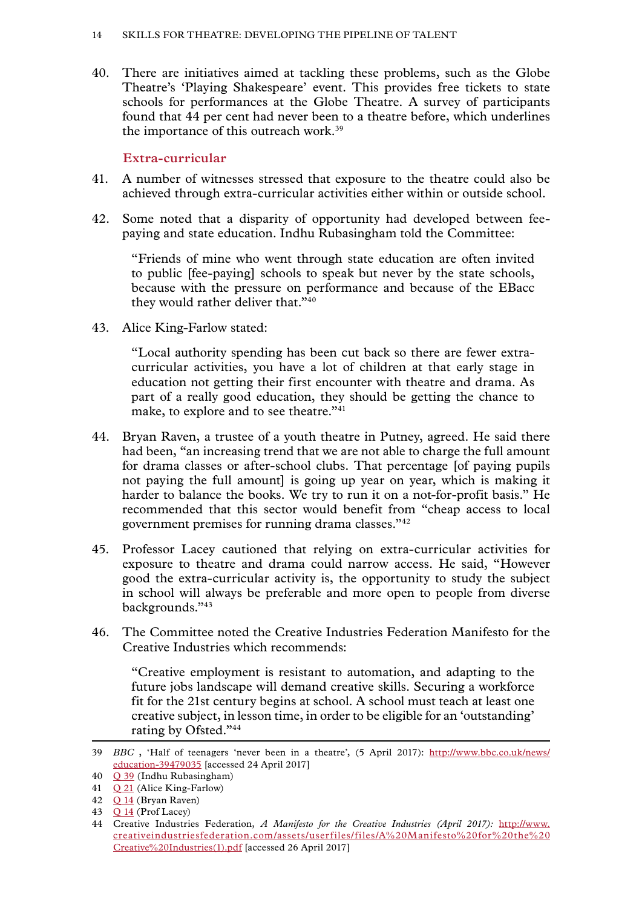40. There are initiatives aimed at tackling these problems, such as the Globe Theatre's 'Playing Shakespeare' event. This provides free tickets to state schools for performances at the Globe Theatre. A survey of participants found that 44 per cent had never been to a theatre before, which underlines the importance of this outreach work.[39]

### Extra-curricular

41. A number of witnesses stressed that exposure to the theatre could also be achieved through extra-curricular activities either within or outside school.

42. Some noted that a disparity of opportunity had developed between fee-paying and state education. Indhu Rubasingham told the Committee:

> "Friends of mine who went through state education are often invited to public [fee-paying] schools to speak but never by the state schools, because with the pressure on performance and because of the EBacc they would rather deliver that."[40]

43. Alice King-Farlow stated:

> "Local authority spending has been cut back so there are fewer extra-curricular activities, you have a lot of children at that early stage in education not getting their first encounter with theatre and drama. As part of a really good education, they should be getting the chance to make, to explore and to see theatre."[41]

44. Bryan Raven, a trustee of a youth theatre in Putney, agreed. He said there had been, "an increasing trend that we are not able to charge the full amount for drama classes or after-school clubs. That percentage [of paying pupils not paying the full amount] is going up year on year, which is making it harder to balance the books. We try to run it on a not-for-profit basis." He recommended that this sector would benefit from "cheap access to local government premises for running drama classes."[42]

45. Professor Lacey cautioned that relying on extra-curricular activities for exposure to theatre and drama could narrow access. He said, "However good the extra-curricular activity is, the opportunity to study the subject in school will always be preferable and more open to people from diverse backgrounds."[43]

46. The Committee noted the Creative Industries Federation Manifesto for the Creative Industries which recommends:

> "Creative employment is resistant to automation, and adapting to the future jobs landscape will demand creative skills. Securing a workforce fit for the 21st century begins at school. A school must teach at least one creative subject, in lesson time, in order to be eligible for an 'outstanding' rating by Ofsted."[44]

---

39 *BBC* , 'Half of teenagers 'never been in a theatre', (5 April 2017): http://www.bbc.co.uk/news/education-39479035 [accessed 24 April 2017]

40 Q 39 (Indhu Rubasingham)

41 Q 21 (Alice King-Farlow)

42 Q 14 (Bryan Raven)

43 Q 14 (Prof Lacey)

44 Creative Industries Federation, *A Manifesto for the Creative Industries (April 2017):* http://www.creativeindustriesfederation.com/assets/userfiles/files/A%20Manifesto%20for%20the%20Creative%20Industries(1).pdf [accessed 26 April 2017]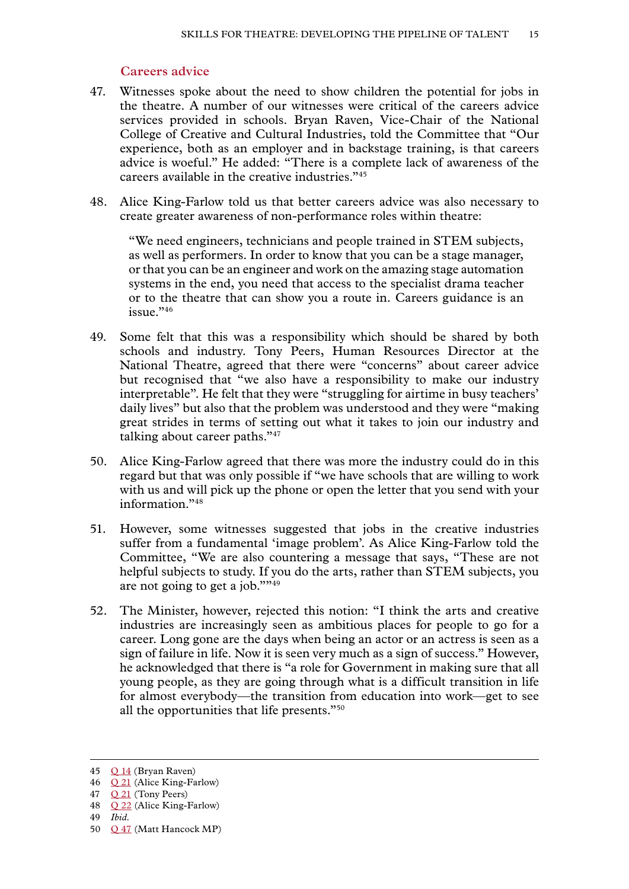### Careers advice

47. Witnesses spoke about the need to show children the potential for jobs in the theatre. A number of our witnesses were critical of the careers advice services provided in schools. Bryan Raven, Vice-Chair of the National College of Creative and Cultural Industries, told the Committee that "Our experience, both as an employer and in backstage training, is that careers advice is woeful." He added: "There is a complete lack of awareness of the careers available in the creative industries."[45]

48. Alice King-Farlow told us that better careers advice was also necessary to create greater awareness of non-performance roles within theatre:

> "We need engineers, technicians and people trained in STEM subjects, as well as performers. In order to know that you can be a stage manager, or that you can be an engineer and work on the amazing stage automation systems in the end, you need that access to the specialist drama teacher or to the theatre that can show you a route in. Careers guidance is an issue."[46]

49. Some felt that this was a responsibility which should be shared by both schools and industry. Tony Peers, Human Resources Director at the National Theatre, agreed that there were "concerns" about career advice but recognised that "we also have a responsibility to make our industry interpretable". He felt that they were "struggling for airtime in busy teachers' daily lives" but also that the problem was understood and they were "making great strides in terms of setting out what it takes to join our industry and talking about career paths."[47]

50. Alice King-Farlow agreed that there was more the industry could do in this regard but that was only possible if "we have schools that are willing to work with us and will pick up the phone or open the letter that you send with your information."[48]

51. However, some witnesses suggested that jobs in the creative industries suffer from a fundamental 'image problem'. As Alice King-Farlow told the Committee, "We are also countering a message that says, "These are not helpful subjects to study. If you do the arts, rather than STEM subjects, you are not going to get a job.""[49]

52. The Minister, however, rejected this notion: "I think the arts and creative industries are increasingly seen as ambitious places for people to go for a career. Long gone are the days when being an actor or an actress is seen as a sign of failure in life. Now it is seen very much as a sign of success." However, he acknowledged that there is "a role for Government in making sure that all young people, as they are going through what is a difficult transition in life for almost everybody—the transition from education into work—get to see all the opportunities that life presents."[50]

---

45 Q 14 (Bryan Raven)
46 Q 21 (Alice King-Farlow)
47 Q 21 (Tony Peers)
48 Q 22 (Alice King-Farlow)
49 *Ibid.*
50 Q 47 (Matt Hancock MP)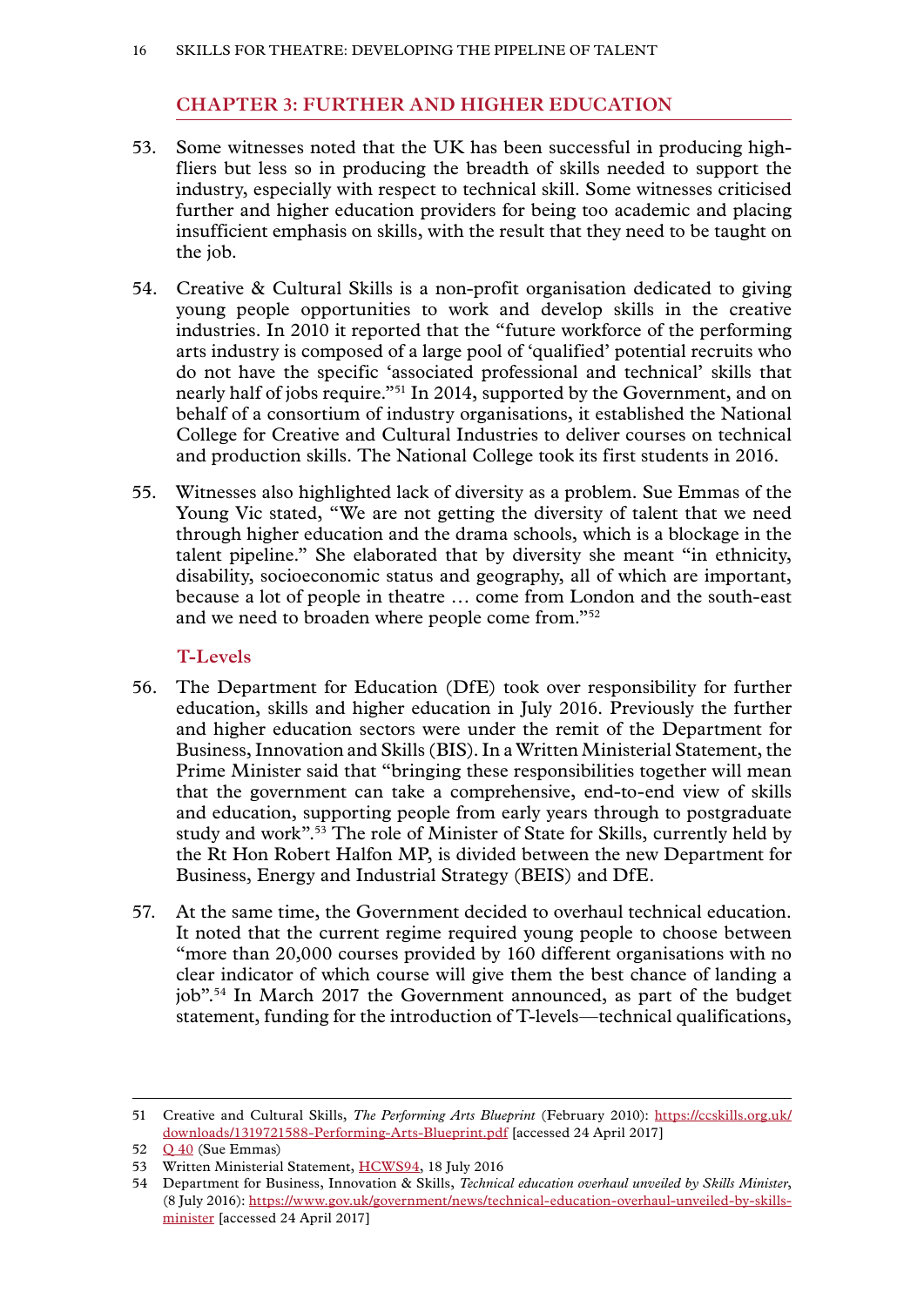## CHAPTER 3: FURTHER AND HIGHER EDUCATION

53. Some witnesses noted that the UK has been successful in producing high-fliers but less so in producing the breadth of skills needed to support the industry, especially with respect to technical skill. Some witnesses criticised further and higher education providers for being too academic and placing insufficient emphasis on skills, with the result that they need to be taught on the job.

54. Creative & Cultural Skills is a non-profit organisation dedicated to giving young people opportunities to work and develop skills in the creative industries. In 2010 it reported that the "future workforce of the performing arts industry is composed of a large pool of 'qualified' potential recruits who do not have the specific 'associated professional and technical' skills that nearly half of jobs require."[51] In 2014, supported by the Government, and on behalf of a consortium of industry organisations, it established the National College for Creative and Cultural Industries to deliver courses on technical and production skills. The National College took its first students in 2016.

55. Witnesses also highlighted lack of diversity as a problem. Sue Emmas of the Young Vic stated, "We are not getting the diversity of talent that we need through higher education and the drama schools, which is a blockage in the talent pipeline." She elaborated that by diversity she meant "in ethnicity, disability, socioeconomic status and geography, all of which are important, because a lot of people in theatre … come from London and the south-east and we need to broaden where people come from."[52]

### T-Levels

56. The Department for Education (DfE) took over responsibility for further education, skills and higher education in July 2016. Previously the further and higher education sectors were under the remit of the Department for Business, Innovation and Skills (BIS). In a Written Ministerial Statement, the Prime Minister said that "bringing these responsibilities together will mean that the government can take a comprehensive, end-to-end view of skills and education, supporting people from early years through to postgraduate study and work".[53] The role of Minister of State for Skills, currently held by the Rt Hon Robert Halfon MP, is divided between the new Department for Business, Energy and Industrial Strategy (BEIS) and DfE.

57. At the same time, the Government decided to overhaul technical education. It noted that the current regime required young people to choose between "more than 20,000 courses provided by 160 different organisations with no clear indicator of which course will give them the best chance of landing a job".[54] In March 2017 the Government announced, as part of the budget statement, funding for the introduction of T-levels—technical qualifications,

---

51 Creative and Cultural Skills, *The Performing Arts Blueprint* (February 2010): https://ccskills.org.uk/downloads/1319721588-Performing-Arts-Blueprint.pdf [accessed 24 April 2017]

52 Q 40 (Sue Emmas)

53 Written Ministerial Statement, HCWS94, 18 July 2016

54 Department for Business, Innovation & Skills, *Technical education overhaul unveiled by Skills Minister*, (8 July 2016): https://www.gov.uk/government/news/technical-education-overhaul-unveiled-by-skills-minister [accessed 24 April 2017]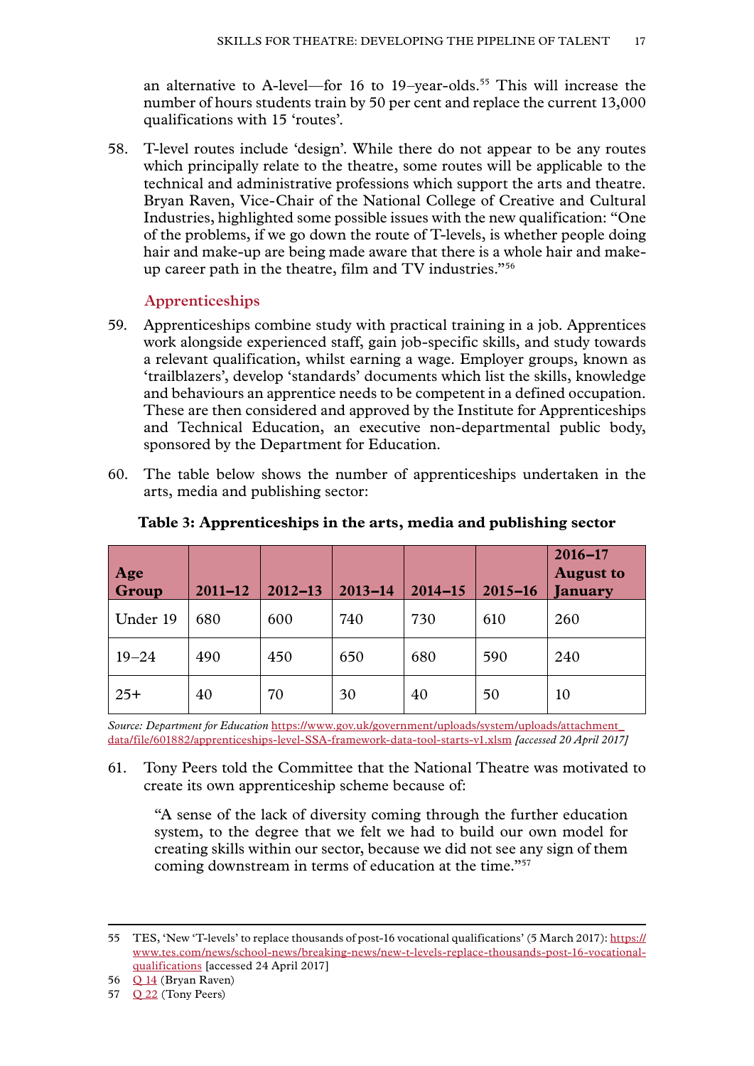an alternative to A-level—for 16 to 19–year-olds.[55] This will increase the number of hours students train by 50 per cent and replace the current 13,000 qualifications with 15 'routes'.

58. T-level routes include 'design'. While there do not appear to be any routes which principally relate to the theatre, some routes will be applicable to the technical and administrative professions which support the arts and theatre. Bryan Raven, Vice-Chair of the National College of Creative and Cultural Industries, highlighted some possible issues with the new qualification: "One of the problems, if we go down the route of T-levels, is whether people doing hair and make-up are being made aware that there is a whole hair and make-up career path in the theatre, film and TV industries."[56]

### Apprenticeships

59. Apprenticeships combine study with practical training in a job. Apprentices work alongside experienced staff, gain job-specific skills, and study towards a relevant qualification, whilst earning a wage. Employer groups, known as 'trailblazers', develop 'standards' documents which list the skills, knowledge and behaviours an apprentice needs to be competent in a defined occupation. These are then considered and approved by the Institute for Apprenticeships and Technical Education, an executive non-departmental public body, sponsored by the Department for Education.

60. The table below shows the number of apprenticeships undertaken in the arts, media and publishing sector:

**Table 3: Apprenticeships in the arts, media and publishing sector**

| Age Group | 2011–12 | 2012–13 | 2013–14 | 2014–15 | 2015–16 | 2016–17 August to January |
|---|---|---|---|---|---|---|
| Under 19 | 680 | 600 | 740 | 730 | 610 | 260 |
| 19–24 | 490 | 450 | 650 | 680 | 590 | 240 |
| 25+ | 40 | 70 | 30 | 40 | 50 | 10 |

*Source: Department for Education* https://www.gov.uk/government/uploads/system/uploads/attachment_data/file/601882/apprenticeships-level-SSA-framework-data-tool-starts-v1.xlsm *[accessed 20 April 2017]*

61. Tony Peers told the Committee that the National Theatre was motivated to create its own apprenticeship scheme because of:

> "A sense of the lack of diversity coming through the further education system, to the degree that we felt we had to build our own model for creating skills within our sector, because we did not see any sign of them coming downstream in terms of education at the time."[57]

---

55 TES, 'New 'T-levels' to replace thousands of post-16 vocational qualifications' (5 March 2017): https://www.tes.com/news/school-news/breaking-news/new-t-levels-replace-thousands-post-16-vocational-qualifications [accessed 24 April 2017]

56 Q 14 (Bryan Raven)

57 Q 22 (Tony Peers)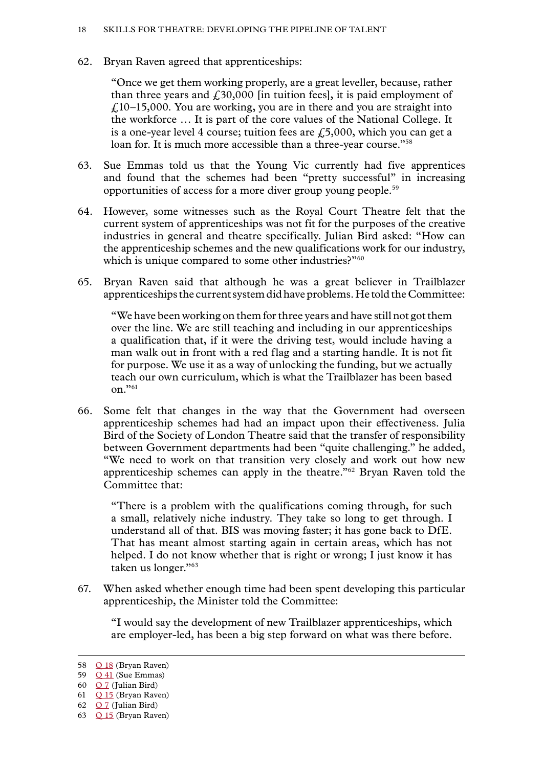62. Bryan Raven agreed that apprenticeships:

> "Once we get them working properly, are a great leveller, because, rather than three years and £30,000 [in tuition fees], it is paid employment of £10–15,000. You are working, you are in there and you are straight into the workforce … It is part of the core values of the National College. It is a one-year level 4 course; tuition fees are £5,000, which you can get a loan for. It is much more accessible than a three-year course."[58]

63. Sue Emmas told us that the Young Vic currently had five apprentices and found that the schemes had been "pretty successful" in increasing opportunities of access for a more diver group young people.[59]

64. However, some witnesses such as the Royal Court Theatre felt that the current system of apprenticeships was not fit for the purposes of the creative industries in general and theatre specifically. Julian Bird asked: "How can the apprenticeship schemes and the new qualifications work for our industry, which is unique compared to some other industries?"[60]

65. Bryan Raven said that although he was a great believer in Trailblazer apprenticeships the current system did have problems. He told the Committee:

> "We have been working on them for three years and have still not got them over the line. We are still teaching and including in our apprenticeships a qualification that, if it were the driving test, would include having a man walk out in front with a red flag and a starting handle. It is not fit for purpose. We use it as a way of unlocking the funding, but we actually teach our own curriculum, which is what the Trailblazer has been based on."[61]

66. Some felt that changes in the way that the Government had overseen apprenticeship schemes had had an impact upon their effectiveness. Julia Bird of the Society of London Theatre said that the transfer of responsibility between Government departments had been "quite challenging." he added, "We need to work on that transition very closely and work out how new apprenticeship schemes can apply in the theatre."[62] Bryan Raven told the Committee that:

> "There is a problem with the qualifications coming through, for such a small, relatively niche industry. They take so long to get through. I understand all of that. BIS was moving faster; it has gone back to DfE. That has meant almost starting again in certain areas, which has not helped. I do not know whether that is right or wrong; I just know it has taken us longer."[63]

67. When asked whether enough time had been spent developing this particular apprenticeship, the Minister told the Committee:

> "I would say the development of new Trailblazer apprenticeships, which are employer-led, has been a big step forward on what was there before.

---

58 Q 18 (Bryan Raven)
59 Q 41 (Sue Emmas)
60 Q 7 (Julian Bird)
61 Q 15 (Bryan Raven)
62 Q 7 (Julian Bird)
63 Q 15 (Bryan Raven)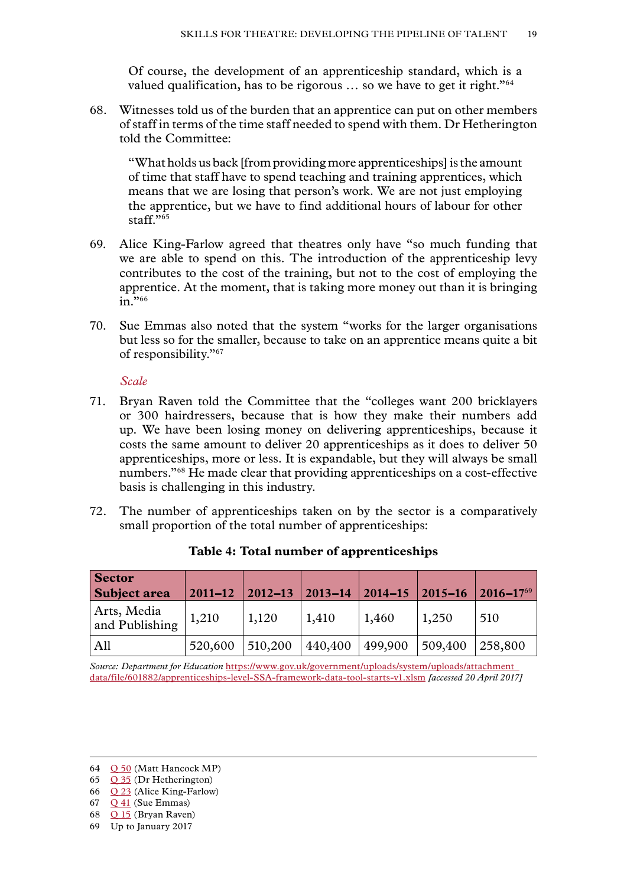Of course, the development of an apprenticeship standard, which is a valued qualification, has to be rigorous … so we have to get it right."[64]

68. Witnesses told us of the burden that an apprentice can put on other members of staff in terms of the time staff needed to spend with them. Dr Hetherington told the Committee:

> "What holds us back [from providing more apprenticeships] is the amount of time that staff have to spend teaching and training apprentices, which means that we are losing that person's work. We are not just employing the apprentice, but we have to find additional hours of labour for other staff."[65]

69. Alice King-Farlow agreed that theatres only have "so much funding that we are able to spend on this. The introduction of the apprenticeship levy contributes to the cost of the training, but not to the cost of employing the apprentice. At the moment, that is taking more money out than it is bringing in."[66]

70. Sue Emmas also noted that the system "works for the larger organisations but less so for the smaller, because to take on an apprentice means quite a bit of responsibility."[67]

*Scale*

71. Bryan Raven told the Committee that the "colleges want 200 bricklayers or 300 hairdressers, because that is how they make their numbers add up. We have been losing money on delivering apprenticeships, because it costs the same amount to deliver 20 apprenticeships as it does to deliver 50 apprenticeships, more or less. It is expandable, but they will always be small numbers."[68] He made clear that providing apprenticeships on a cost-effective basis is challenging in this industry.

72. The number of apprenticeships taken on by the sector is a comparatively small proportion of the total number of apprenticeships:

**Table 4: Total number of apprenticeships**

| Sector Subject area | 2011–12 | 2012–13 | 2013–14 | 2014–15 | 2015–16 | 2016–17[69] |
|---|---|---|---|---|---|---|
| Arts, Media and Publishing | 1,210 | 1,120 | 1,410 | 1,460 | 1,250 | 510 |
| All | 520,600 | 510,200 | 440,400 | 499,900 | 509,400 | 258,800 |

*Source: Department for Education* https://www.gov.uk/government/uploads/system/uploads/attachment_data/file/601882/apprenticeships-level-SSA-framework-data-tool-starts-v1.xlsm *[accessed 20 April 2017]*

64 Q 50 (Matt Hancock MP)
65 Q 35 (Dr Hetherington)
66 Q 23 (Alice King-Farlow)
67 Q 41 (Sue Emmas)
68 Q 15 (Bryan Raven)
69 Up to January 2017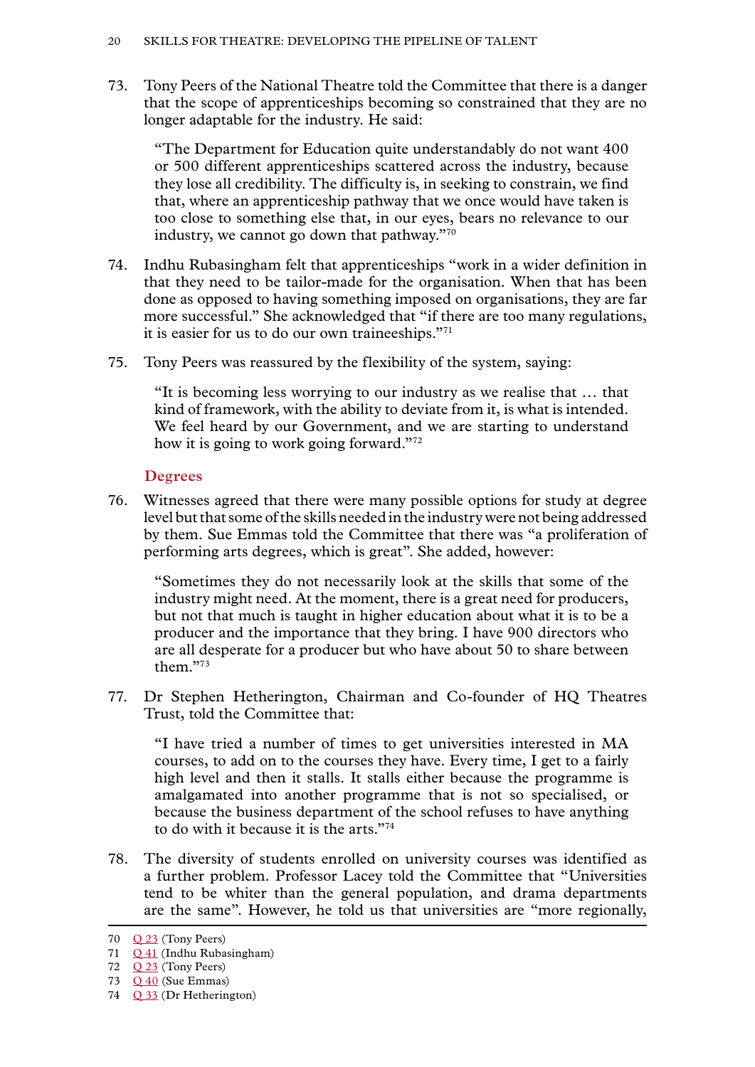73. Tony Peers of the National Theatre told the Committee that there is a danger that the scope of apprenticeships becoming so constrained that they are no longer adaptable for the industry. He said:

> "The Department for Education quite understandably do not want 400 or 500 different apprenticeships scattered across the industry, because they lose all credibility. The difficulty is, in seeking to constrain, we find that, where an apprenticeship pathway that we once would have taken is too close to something else that, in our eyes, bears no relevance to our industry, we cannot go down that pathway."[70]

74. Indhu Rubasingham felt that apprenticeships "work in a wider definition in that they need to be tailor-made for the organisation. When that has been done as opposed to having something imposed on organisations, they are far more successful." She acknowledged that "if there are too many regulations, it is easier for us to do our own traineeships."[71]

75. Tony Peers was reassured by the flexibility of the system, saying:

> "It is becoming less worrying to our industry as we realise that … that kind of framework, with the ability to deviate from it, is what is intended. We feel heard by our Government, and we are starting to understand how it is going to work going forward."[72]

### Degrees

76. Witnesses agreed that there were many possible options for study at degree level but that some of the skills needed in the industry were not being addressed by them. Sue Emmas told the Committee that there was "a proliferation of performing arts degrees, which is great". She added, however:

> "Sometimes they do not necessarily look at the skills that some of the industry might need. At the moment, there is a great need for producers, but not that much is taught in higher education about what it is to be a producer and the importance that they bring. I have 900 directors who are all desperate for a producer but who have about 50 to share between them."[73]

77. Dr Stephen Hetherington, Chairman and Co-founder of HQ Theatres Trust, told the Committee that:

> "I have tried a number of times to get universities interested in MA courses, to add on to the courses they have. Every time, I get to a fairly high level and then it stalls. It stalls either because the programme is amalgamated into another programme that is not so specialised, or because the business department of the school refuses to have anything to do with it because it is the arts."[74]

78. The diversity of students enrolled on university courses was identified as a further problem. Professor Lacey told the Committee that "Universities tend to be whiter than the general population, and drama departments are the same". However, he told us that universities are "more regionally,

---

70 Q 23 (Tony Peers)
71 Q 41 (Indhu Rubasingham)
72 Q 23 (Tony Peers)
73 Q 40 (Sue Emmas)
74 Q 33 (Dr Hetherington)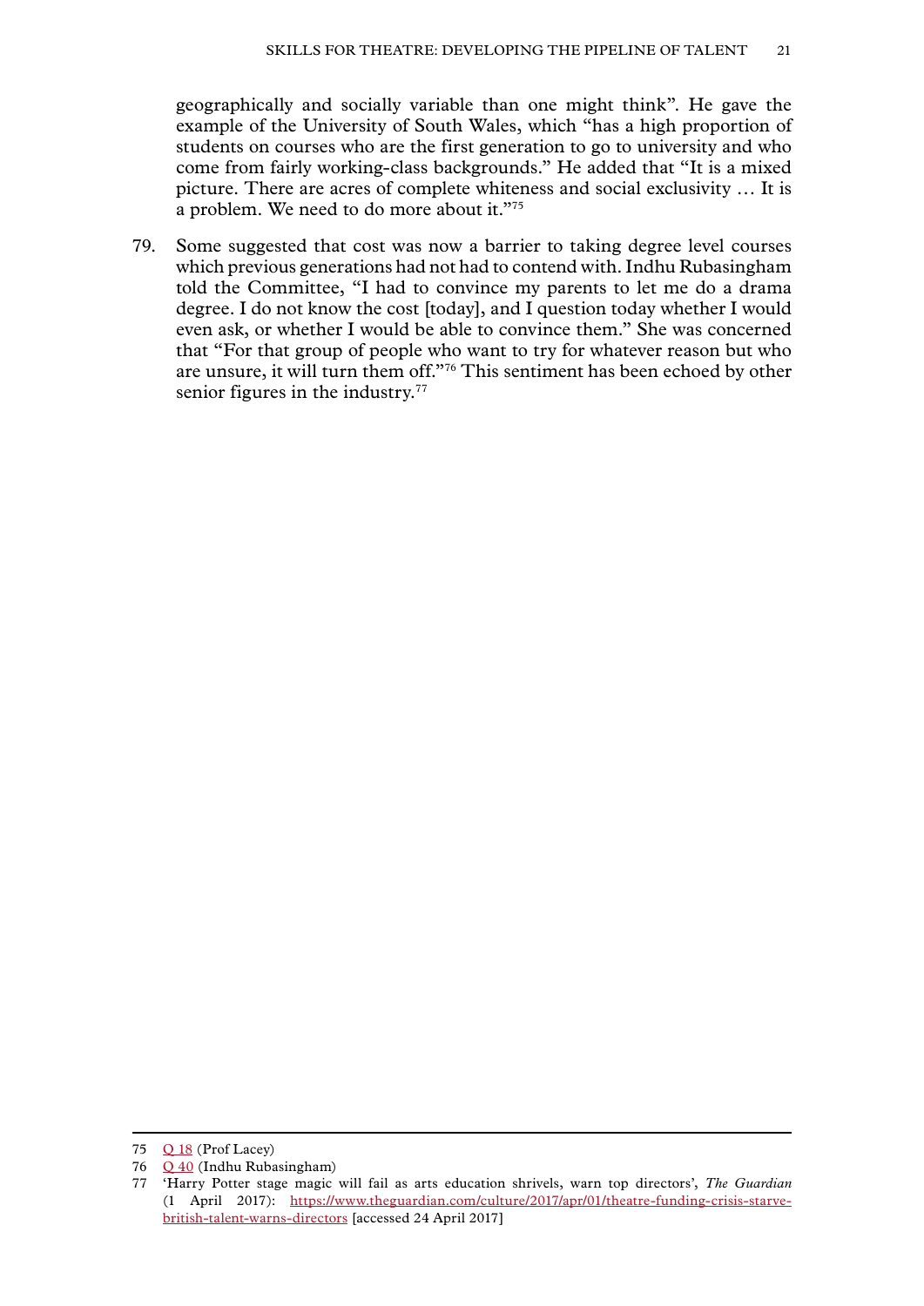geographically and socially variable than one might think". He gave the example of the University of South Wales, which "has a high proportion of students on courses who are the first generation to go to university and who come from fairly working-class backgrounds." He added that "It is a mixed picture. There are acres of complete whiteness and social exclusivity … It is a problem. We need to do more about it."[75]

79. Some suggested that cost was now a barrier to taking degree level courses which previous generations had not had to contend with. Indhu Rubasingham told the Committee, "I had to convince my parents to let me do a drama degree. I do not know the cost [today], and I question today whether I would even ask, or whether I would be able to convince them." She was concerned that "For that group of people who want to try for whatever reason but who are unsure, it will turn them off."[76] This sentiment has been echoed by other senior figures in the industry.[77]

---

75 Q 18 (Prof Lacey)

76 Q 40 (Indhu Rubasingham)

77 'Harry Potter stage magic will fail as arts education shrivels, warn top directors', *The Guardian* (1 April 2017): https://www.theguardian.com/culture/2017/apr/01/theatre-funding-crisis-starve-british-talent-warns-directors [accessed 24 April 2017]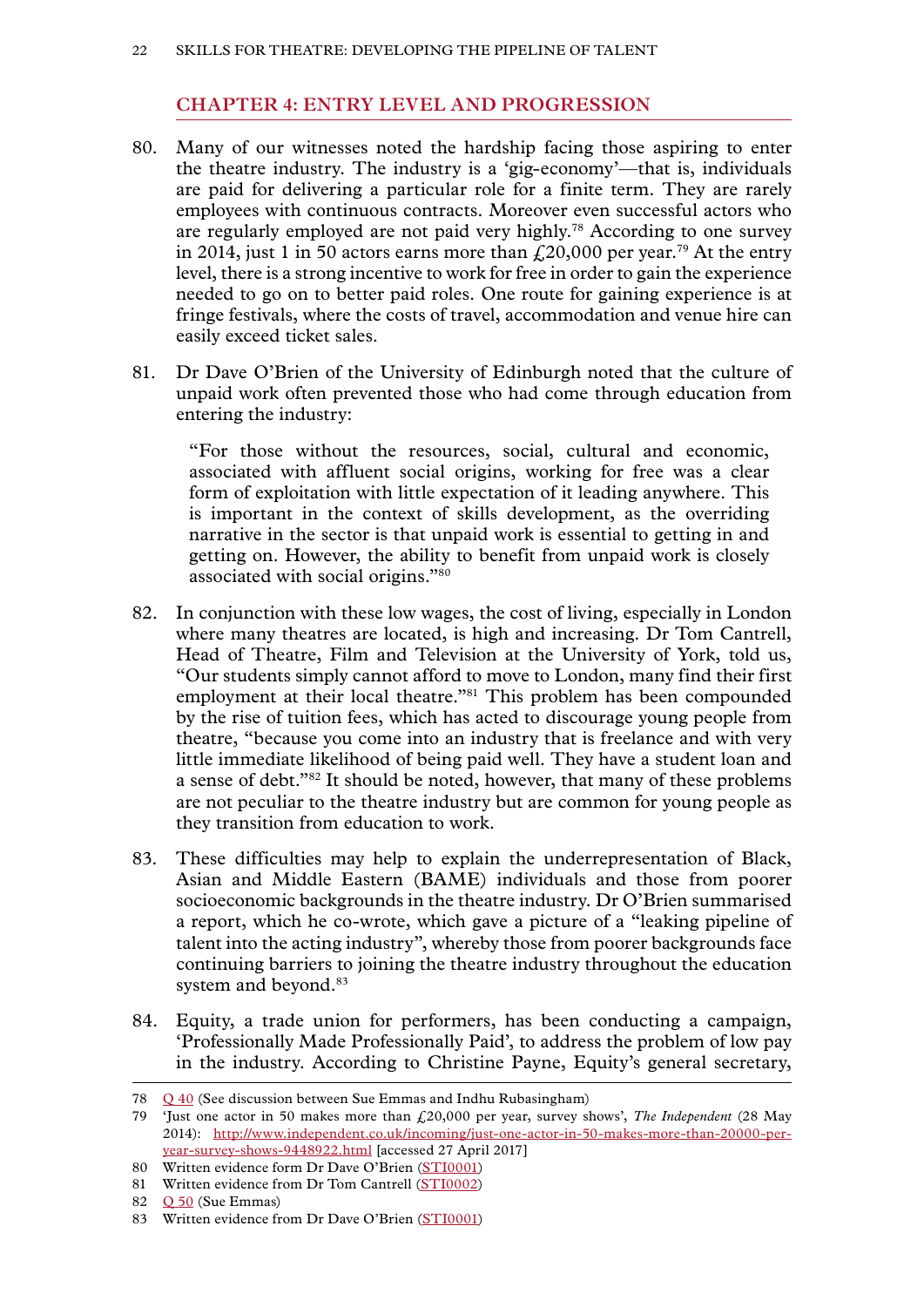## CHAPTER 4: ENTRY LEVEL AND PROGRESSION

80. Many of our witnesses noted the hardship facing those aspiring to enter the theatre industry. The industry is a 'gig-economy'—that is, individuals are paid for delivering a particular role for a finite term. They are rarely employees with continuous contracts. Moreover even successful actors who are regularly employed are not paid very highly.[78] According to one survey in 2014, just 1 in 50 actors earns more than £20,000 per year.[79] At the entry level, there is a strong incentive to work for free in order to gain the experience needed to go on to better paid roles. One route for gaining experience is at fringe festivals, where the costs of travel, accommodation and venue hire can easily exceed ticket sales.

81. Dr Dave O'Brien of the University of Edinburgh noted that the culture of unpaid work often prevented those who had come through education from entering the industry:

> "For those without the resources, social, cultural and economic, associated with affluent social origins, working for free was a clear form of exploitation with little expectation of it leading anywhere. This is important in the context of skills development, as the overriding narrative in the sector is that unpaid work is essential to getting in and getting on. However, the ability to benefit from unpaid work is closely associated with social origins."[80]

82. In conjunction with these low wages, the cost of living, especially in London where many theatres are located, is high and increasing. Dr Tom Cantrell, Head of Theatre, Film and Television at the University of York, told us, "Our students simply cannot afford to move to London, many find their first employment at their local theatre."[81] This problem has been compounded by the rise of tuition fees, which has acted to discourage young people from theatre, "because you come into an industry that is freelance and with very little immediate likelihood of being paid well. They have a student loan and a sense of debt."[82] It should be noted, however, that many of these problems are not peculiar to the theatre industry but are common for young people as they transition from education to work.

83. These difficulties may help to explain the underrepresentation of Black, Asian and Middle Eastern (BAME) individuals and those from poorer socioeconomic backgrounds in the theatre industry. Dr O'Brien summarised a report, which he co-wrote, which gave a picture of a "leaking pipeline of talent into the acting industry", whereby those from poorer backgrounds face continuing barriers to joining the theatre industry throughout the education system and beyond.[83]

84. Equity, a trade union for performers, has been conducting a campaign, 'Professionally Made Professionally Paid', to address the problem of low pay in the industry. According to Christine Payne, Equity's general secretary,

---

78 Q 40 (See discussion between Sue Emmas and Indhu Rubasingham)

79 'Just one actor in 50 makes more than £20,000 per year, survey shows', *The Independent* (28 May 2014): http://www.independent.co.uk/incoming/just-one-actor-in-50-makes-more-than-20000-per-year-survey-shows-9448922.html [accessed 27 April 2017]

80 Written evidence form Dr Dave O'Brien (STI0001)

81 Written evidence from Dr Tom Cantrell (STI0002)

82 Q 50 (Sue Emmas)

83 Written evidence from Dr Dave O'Brien (STI0001)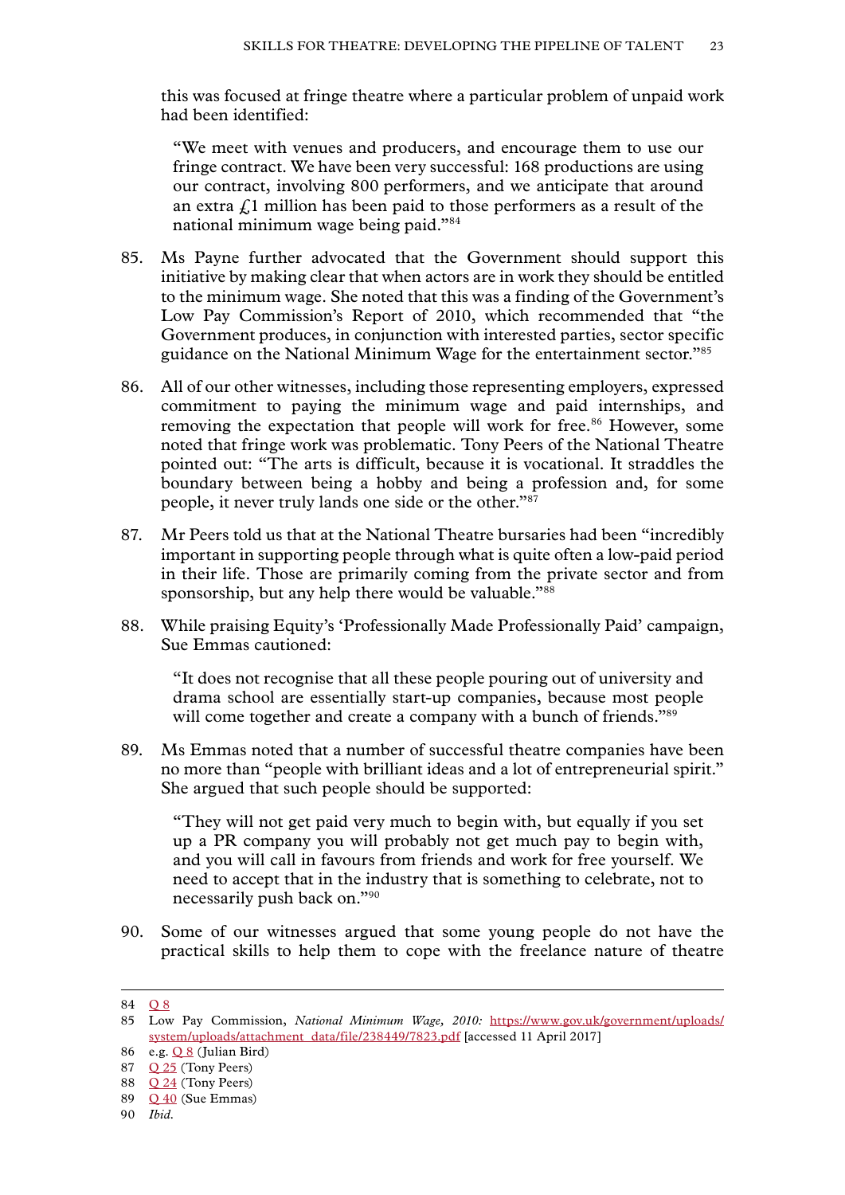this was focused at fringe theatre where a particular problem of unpaid work had been identified:

> "We meet with venues and producers, and encourage them to use our fringe contract. We have been very successful: 168 productions are using our contract, involving 800 performers, and we anticipate that around an extra £1 million has been paid to those performers as a result of the national minimum wage being paid."[84]

85. Ms Payne further advocated that the Government should support this initiative by making clear that when actors are in work they should be entitled to the minimum wage. She noted that this was a finding of the Government's Low Pay Commission's Report of 2010, which recommended that "the Government produces, in conjunction with interested parties, sector specific guidance on the National Minimum Wage for the entertainment sector."[85]

86. All of our other witnesses, including those representing employers, expressed commitment to paying the minimum wage and paid internships, and removing the expectation that people will work for free.[86] However, some noted that fringe work was problematic. Tony Peers of the National Theatre pointed out: "The arts is difficult, because it is vocational. It straddles the boundary between being a hobby and being a profession and, for some people, it never truly lands one side or the other."[87]

87. Mr Peers told us that at the National Theatre bursaries had been "incredibly important in supporting people through what is quite often a low-paid period in their life. Those are primarily coming from the private sector and from sponsorship, but any help there would be valuable."[88]

88. While praising Equity's 'Professionally Made Professionally Paid' campaign, Sue Emmas cautioned:

> "It does not recognise that all these people pouring out of university and drama school are essentially start-up companies, because most people will come together and create a company with a bunch of friends."[89]

89. Ms Emmas noted that a number of successful theatre companies have been no more than "people with brilliant ideas and a lot of entrepreneurial spirit." She argued that such people should be supported:

> "They will not get paid very much to begin with, but equally if you set up a PR company you will probably not get much pay to begin with, and you will call in favours from friends and work for free yourself. We need to accept that in the industry that is something to celebrate, not to necessarily push back on."[90]

90. Some of our witnesses argued that some young people do not have the practical skills to help them to cope with the freelance nature of theatre

---

84 Q 8

85 Low Pay Commission, *National Minimum Wage, 2010:* https://www.gov.uk/government/uploads/system/uploads/attachment_data/file/238449/7823.pdf [accessed 11 April 2017]

86 e.g. Q 8 (Julian Bird)

87 Q 25 (Tony Peers)

88 Q 24 (Tony Peers)

89 Q 40 (Sue Emmas)

90 *Ibid.*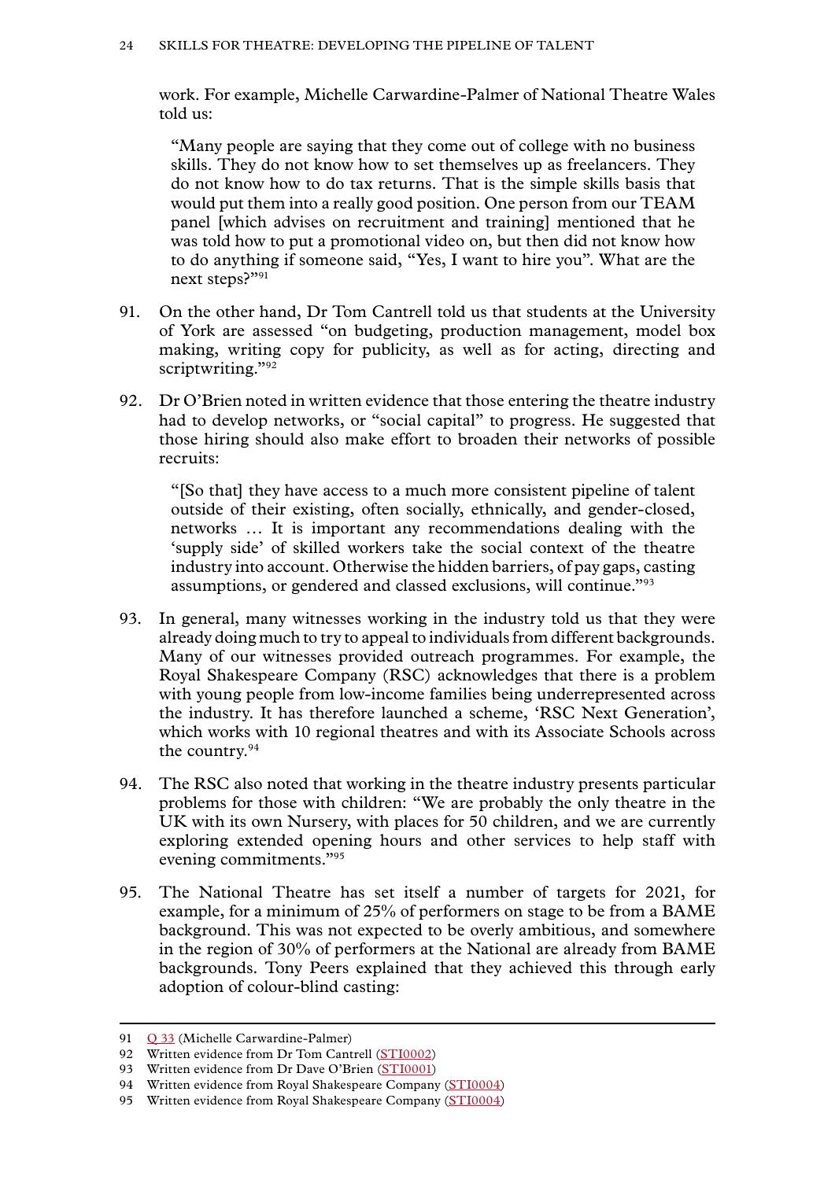work. For example, Michelle Carwardine-Palmer of National Theatre Wales told us:

> "Many people are saying that they come out of college with no business skills. They do not know how to set themselves up as freelancers. They do not know how to do tax returns. That is the simple skills basis that would put them into a really good position. One person from our TEAM panel [which advises on recruitment and training] mentioned that he was told how to put a promotional video on, but then did not know how to do anything if someone said, "Yes, I want to hire you". What are the next steps?"[91]

91. On the other hand, Dr Tom Cantrell told us that students at the University of York are assessed "on budgeting, production management, model box making, writing copy for publicity, as well as for acting, directing and scriptwriting."[92]

92. Dr O'Brien noted in written evidence that those entering the theatre industry had to develop networks, or "social capital" to progress. He suggested that those hiring should also make effort to broaden their networks of possible recruits:

> "[So that] they have access to a much more consistent pipeline of talent outside of their existing, often socially, ethnically, and gender-closed, networks … It is important any recommendations dealing with the 'supply side' of skilled workers take the social context of the theatre industry into account. Otherwise the hidden barriers, of pay gaps, casting assumptions, or gendered and classed exclusions, will continue."[93]

93. In general, many witnesses working in the industry told us that they were already doing much to try to appeal to individuals from different backgrounds. Many of our witnesses provided outreach programmes. For example, the Royal Shakespeare Company (RSC) acknowledges that there is a problem with young people from low-income families being underrepresented across the industry. It has therefore launched a scheme, 'RSC Next Generation', which works with 10 regional theatres and with its Associate Schools across the country.[94]

94. The RSC also noted that working in the theatre industry presents particular problems for those with children: "We are probably the only theatre in the UK with its own Nursery, with places for 50 children, and we are currently exploring extended opening hours and other services to help staff with evening commitments."[95]

95. The National Theatre has set itself a number of targets for 2021, for example, for a minimum of 25% of performers on stage to be from a BAME background. This was not expected to be overly ambitious, and somewhere in the region of 30% of performers at the National are already from BAME backgrounds. Tony Peers explained that they achieved this through early adoption of colour-blind casting:

---

91 Q 33 (Michelle Carwardine-Palmer)
92 Written evidence from Dr Tom Cantrell (STI0002)
93 Written evidence from Dr Dave O'Brien (STI0001)
94 Written evidence from Royal Shakespeare Company (STI0004)
95 Written evidence from Royal Shakespeare Company (STI0004)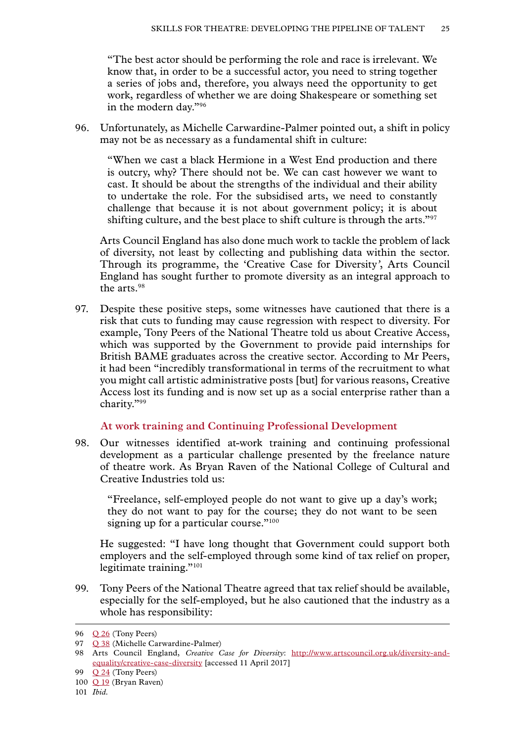"The best actor should be performing the role and race is irrelevant. We know that, in order to be a successful actor, you need to string together a series of jobs and, therefore, you always need the opportunity to get work, regardless of whether we are doing Shakespeare or something set in the modern day."[96]

96. Unfortunately, as Michelle Carwardine-Palmer pointed out, a shift in policy may not be as necessary as a fundamental shift in culture:

"When we cast a black Hermione in a West End production and there is outcry, why? There should not be. We can cast however we want to cast. It should be about the strengths of the individual and their ability to undertake the role. For the subsidised arts, we need to constantly challenge that because it is not about government policy; it is about shifting culture, and the best place to shift culture is through the arts."[97]

Arts Council England has also done much work to tackle the problem of lack of diversity, not least by collecting and publishing data within the sector. Through its programme, the 'Creative Case for Diversity', Arts Council England has sought further to promote diversity as an integral approach to the arts.[98]

97. Despite these positive steps, some witnesses have cautioned that there is a risk that cuts to funding may cause regression with respect to diversity. For example, Tony Peers of the National Theatre told us about Creative Access, which was supported by the Government to provide paid internships for British BAME graduates across the creative sector. According to Mr Peers, it had been "incredibly transformational in terms of the recruitment to what you might call artistic administrative posts [but] for various reasons, Creative Access lost its funding and is now set up as a social enterprise rather than a charity."[99]

### At work training and Continuing Professional Development

98. Our witnesses identified at-work training and continuing professional development as a particular challenge presented by the freelance nature of theatre work. As Bryan Raven of the National College of Cultural and Creative Industries told us:

"Freelance, self-employed people do not want to give up a day's work; they do not want to pay for the course; they do not want to be seen signing up for a particular course."[100]

He suggested: "I have long thought that Government could support both employers and the self-employed through some kind of tax relief on proper, legitimate training."[101]

99. Tony Peers of the National Theatre agreed that tax relief should be available, especially for the self-employed, but he also cautioned that the industry as a whole has responsibility:

---

96 Q 26 (Tony Peers)

97 Q 38 (Michelle Carwardine-Palmer)

98 Arts Council England, *Creative Case for Diversity*: http://www.artscouncil.org.uk/diversity-and-equality/creative-case-diversity [accessed 11 April 2017]

99 Q 24 (Tony Peers)

100 Q 19 (Bryan Raven)

101 *Ibid.*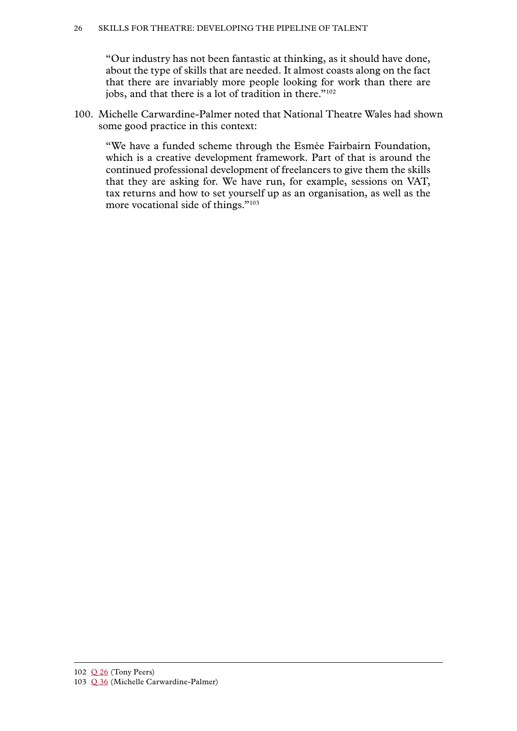> "Our industry has not been fantastic at thinking, as it should have done, about the type of skills that are needed. It almost coasts along on the fact that there are invariably more people looking for work than there are jobs, and that there is a lot of tradition in there."[102]

100. Michelle Carwardine-Palmer noted that National Theatre Wales had shown some good practice in this context:

> "We have a funded scheme through the Esmée Fairbairn Foundation, which is a creative development framework. Part of that is around the continued professional development of freelancers to give them the skills that they are asking for. We have run, for example, sessions on VAT, tax returns and how to set yourself up as an organisation, as well as the more vocational side of things."[103]

---

102 Q 26 (Tony Peers)

103 Q 36 (Michelle Carwardine-Palmer)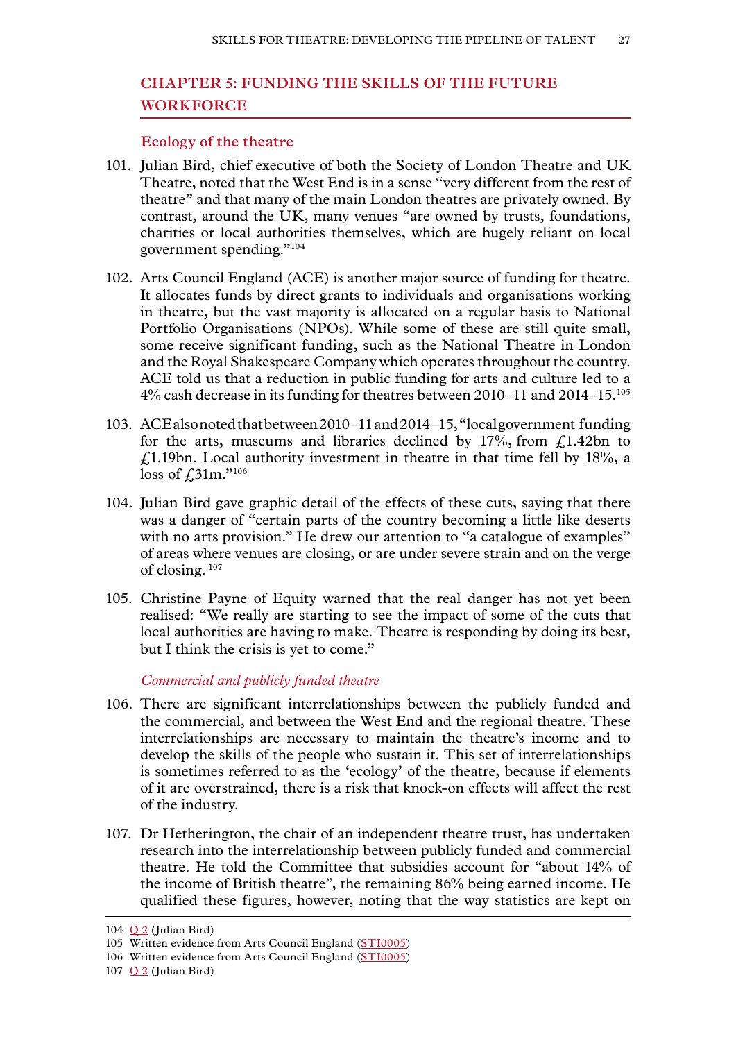## CHAPTER 5: FUNDING THE SKILLS OF THE FUTURE WORKFORCE

### Ecology of the theatre

101. Julian Bird, chief executive of both the Society of London Theatre and UK Theatre, noted that the West End is in a sense "very different from the rest of theatre" and that many of the main London theatres are privately owned. By contrast, around the UK, many venues "are owned by trusts, foundations, charities or local authorities themselves, which are hugely reliant on local government spending."[104]

102. Arts Council England (ACE) is another major source of funding for theatre. It allocates funds by direct grants to individuals and organisations working in theatre, but the vast majority is allocated on a regular basis to National Portfolio Organisations (NPOs). While some of these are still quite small, some receive significant funding, such as the National Theatre in London and the Royal Shakespeare Company which operates throughout the country. ACE told us that a reduction in public funding for arts and culture led to a 4% cash decrease in its funding for theatres between 2010–11 and 2014–15.[105]

103. ACE also noted that between 2010–11 and 2014–15, "local government funding for the arts, museums and libraries declined by 17%, from £1.42bn to £1.19bn. Local authority investment in theatre in that time fell by 18%, a loss of £31m."[106]

104. Julian Bird gave graphic detail of the effects of these cuts, saying that there was a danger of "certain parts of the country becoming a little like deserts with no arts provision." He drew our attention to "a catalogue of examples" of areas where venues are closing, or are under severe strain and on the verge of closing.[107]

105. Christine Payne of Equity warned that the real danger has not yet been realised: "We really are starting to see the impact of some of the cuts that local authorities are having to make. Theatre is responding by doing its best, but I think the crisis is yet to come."

#### *Commercial and publicly funded theatre*

106. There are significant interrelationships between the publicly funded and the commercial, and between the West End and the regional theatre. These interrelationships are necessary to maintain the theatre's income and to develop the skills of the people who sustain it. This set of interrelationships is sometimes referred to as the 'ecology' of the theatre, because if elements of it are overstrained, there is a risk that knock-on effects will affect the rest of the industry.

107. Dr Hetherington, the chair of an independent theatre trust, has undertaken research into the interrelationship between publicly funded and commercial theatre. He told the Committee that subsidies account for "about 14% of the income of British theatre", the remaining 86% being earned income. He qualified these figures, however, noting that the way statistics are kept on

---

104 Q 2 (Julian Bird)

105 Written evidence from Arts Council England (STI0005)

106 Written evidence from Arts Council England (STI0005)

107 Q 2 (Julian Bird)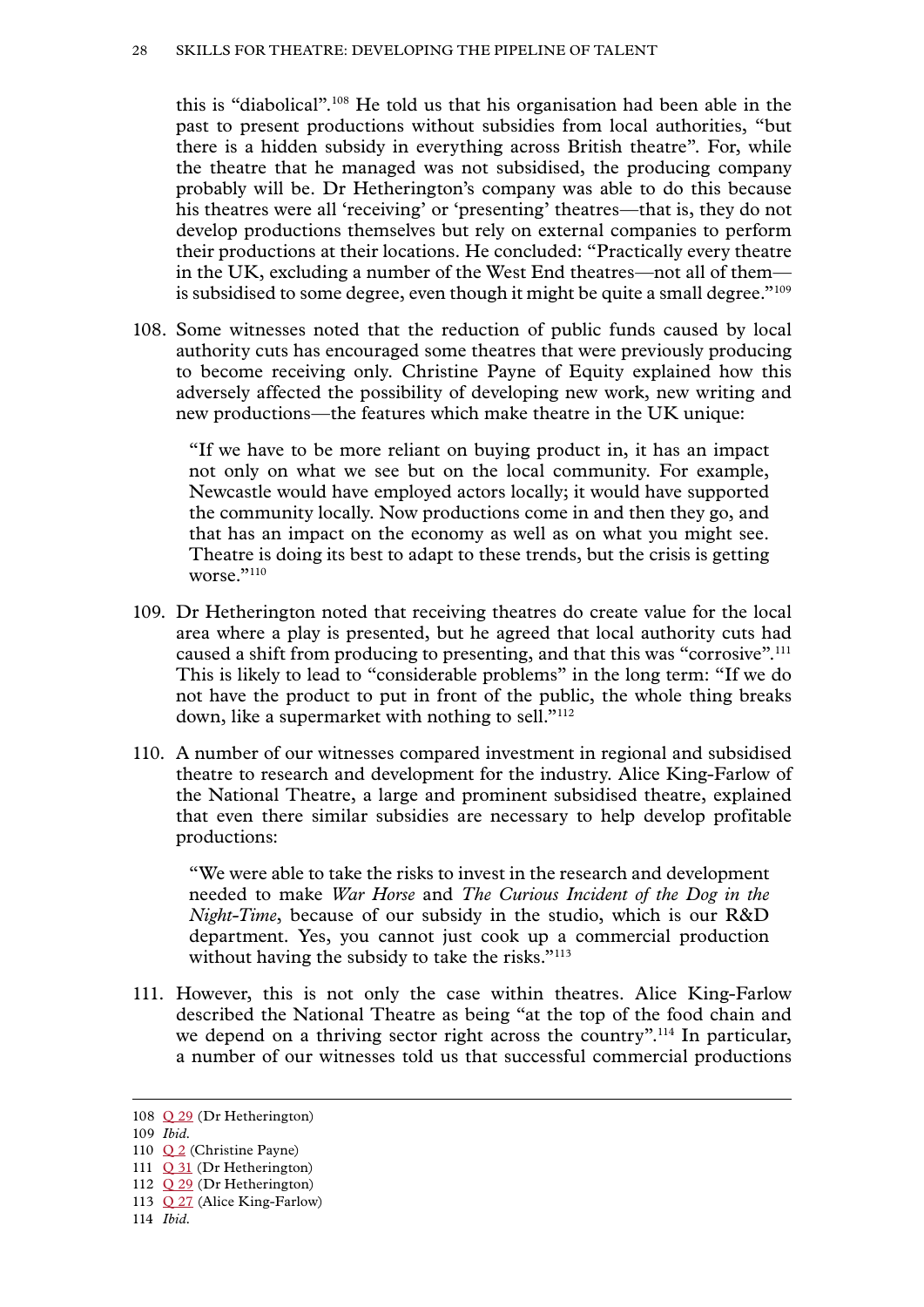this is "diabolical".[108] He told us that his organisation had been able in the past to present productions without subsidies from local authorities, "but there is a hidden subsidy in everything across British theatre". For, while the theatre that he managed was not subsidised, the producing company probably will be. Dr Hetherington's company was able to do this because his theatres were all 'receiving' or 'presenting' theatres—that is, they do not develop productions themselves but rely on external companies to perform their productions at their locations. He concluded: "Practically every theatre in the UK, excluding a number of the West End theatres—not all of them—is subsidised to some degree, even though it might be quite a small degree."[109]

108. Some witnesses noted that the reduction of public funds caused by local authority cuts has encouraged some theatres that were previously producing to become receiving only. Christine Payne of Equity explained how this adversely affected the possibility of developing new work, new writing and new productions—the features which make theatre in the UK unique:

> "If we have to be more reliant on buying product in, it has an impact not only on what we see but on the local community. For example, Newcastle would have employed actors locally; it would have supported the community locally. Now productions come in and then they go, and that has an impact on the economy as well as on what you might see. Theatre is doing its best to adapt to these trends, but the crisis is getting worse."[110]

109. Dr Hetherington noted that receiving theatres do create value for the local area where a play is presented, but he agreed that local authority cuts had caused a shift from producing to presenting, and that this was "corrosive".[111] This is likely to lead to "considerable problems" in the long term: "If we do not have the product to put in front of the public, the whole thing breaks down, like a supermarket with nothing to sell."[112]

110. A number of our witnesses compared investment in regional and subsidised theatre to research and development for the industry. Alice King-Farlow of the National Theatre, a large and prominent subsidised theatre, explained that even there similar subsidies are necessary to help develop profitable productions:

> "We were able to take the risks to invest in the research and development needed to make *War Horse* and *The Curious Incident of the Dog in the Night-Time*, because of our subsidy in the studio, which is our R&D department. Yes, you cannot just cook up a commercial production without having the subsidy to take the risks."[113]

111. However, this is not only the case within theatres. Alice King-Farlow described the National Theatre as being "at the top of the food chain and we depend on a thriving sector right across the country".[114] In particular, a number of our witnesses told us that successful commercial productions

---

108 Q 29 (Dr Hetherington)

109 *Ibid.*

110 Q 2 (Christine Payne)

111 Q 31 (Dr Hetherington)

112 Q 29 (Dr Hetherington)

113 Q 27 (Alice King-Farlow)

114 *Ibid.*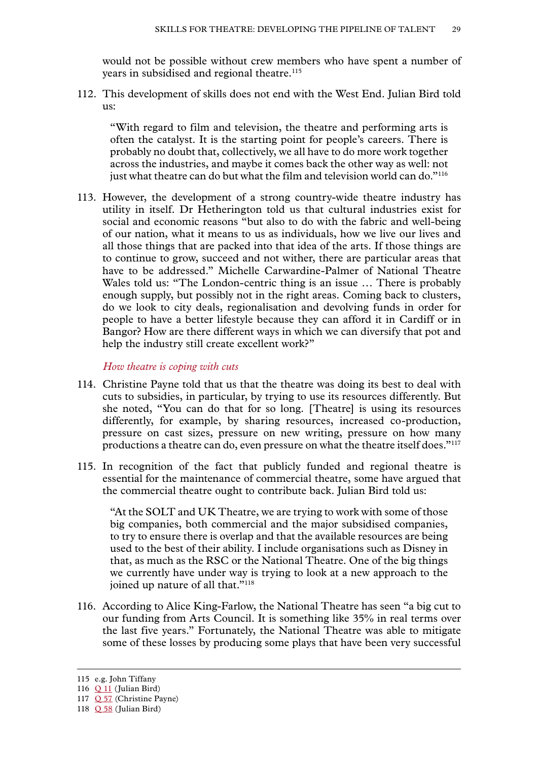would not be possible without crew members who have spent a number of years in subsidised and regional theatre.[115]

112. This development of skills does not end with the West End. Julian Bird told us:

> "With regard to film and television, the theatre and performing arts is often the catalyst. It is the starting point for people's careers. There is probably no doubt that, collectively, we all have to do more work together across the industries, and maybe it comes back the other way as well: not just what theatre can do but what the film and television world can do."[116]

113. However, the development of a strong country-wide theatre industry has utility in itself. Dr Hetherington told us that cultural industries exist for social and economic reasons "but also to do with the fabric and well-being of our nation, what it means to us as individuals, how we live our lives and all those things that are packed into that idea of the arts. If those things are to continue to grow, succeed and not wither, there are particular areas that have to be addressed." Michelle Carwardine-Palmer of National Theatre Wales told us: "The London-centric thing is an issue … There is probably enough supply, but possibly not in the right areas. Coming back to clusters, do we look to city deals, regionalisation and devolving funds in order for people to have a better lifestyle because they can afford it in Cardiff or in Bangor? How are there different ways in which we can diversify that pot and help the industry still create excellent work?"

*How theatre is coping with cuts*

114. Christine Payne told that us that the theatre was doing its best to deal with cuts to subsidies, in particular, by trying to use its resources differently. But she noted, "You can do that for so long. [Theatre] is using its resources differently, for example, by sharing resources, increased co-production, pressure on cast sizes, pressure on new writing, pressure on how many productions a theatre can do, even pressure on what the theatre itself does."[117]

115. In recognition of the fact that publicly funded and regional theatre is essential for the maintenance of commercial theatre, some have argued that the commercial theatre ought to contribute back. Julian Bird told us:

> "At the SOLT and UK Theatre, we are trying to work with some of those big companies, both commercial and the major subsidised companies, to try to ensure there is overlap and that the available resources are being used to the best of their ability. I include organisations such as Disney in that, as much as the RSC or the National Theatre. One of the big things we currently have under way is trying to look at a new approach to the joined up nature of all that."[118]

116. According to Alice King-Farlow, the National Theatre has seen "a big cut to our funding from Arts Council. It is something like 35% in real terms over the last five years." Fortunately, the National Theatre was able to mitigate some of these losses by producing some plays that have been very successful

---

115 e.g. John Tiffany

116 Q 11 (Julian Bird)

117 Q 57 (Christine Payne)

118 Q 58 (Julian Bird)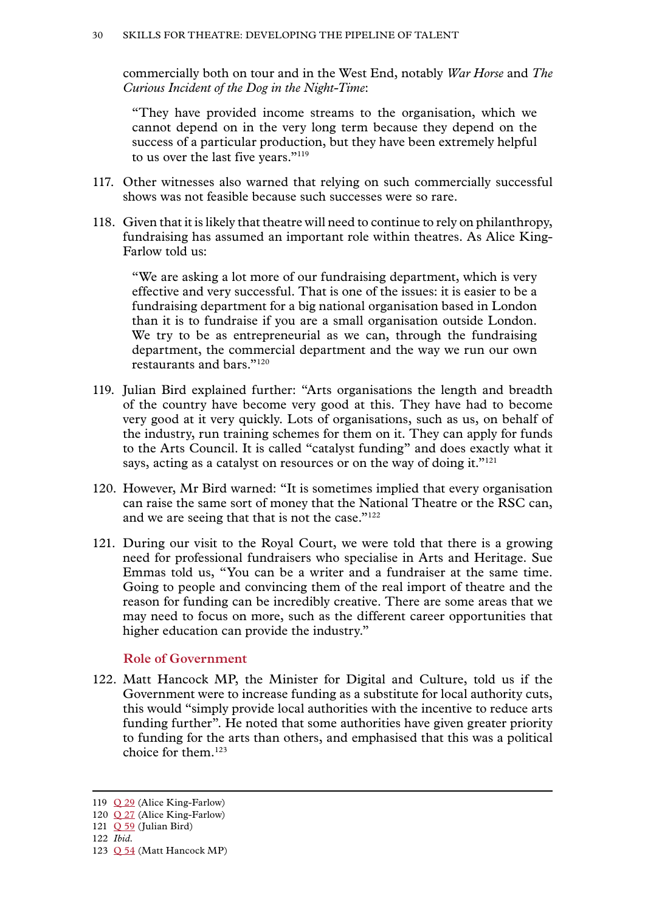commercially both on tour and in the West End, notably *War Horse* and *The Curious Incident of the Dog in the Night-Time*:

> "They have provided income streams to the organisation, which we cannot depend on in the very long term because they depend on the success of a particular production, but they have been extremely helpful to us over the last five years."[119]

117. Other witnesses also warned that relying on such commercially successful shows was not feasible because such successes were so rare.

118. Given that it is likely that theatre will need to continue to rely on philanthropy, fundraising has assumed an important role within theatres. As Alice King-Farlow told us:

> "We are asking a lot more of our fundraising department, which is very effective and very successful. That is one of the issues: it is easier to be a fundraising department for a big national organisation based in London than it is to fundraise if you are a small organisation outside London. We try to be as entrepreneurial as we can, through the fundraising department, the commercial department and the way we run our own restaurants and bars."[120]

119. Julian Bird explained further: "Arts organisations the length and breadth of the country have become very good at this. They have had to become very good at it very quickly. Lots of organisations, such as us, on behalf of the industry, run training schemes for them on it. They can apply for funds to the Arts Council. It is called "catalyst funding" and does exactly what it says, acting as a catalyst on resources or on the way of doing it."[121]

120. However, Mr Bird warned: "It is sometimes implied that every organisation can raise the same sort of money that the National Theatre or the RSC can, and we are seeing that that is not the case."[122]

121. During our visit to the Royal Court, we were told that there is a growing need for professional fundraisers who specialise in Arts and Heritage. Sue Emmas told us, "You can be a writer and a fundraiser at the same time. Going to people and convincing them of the real import of theatre and the reason for funding can be incredibly creative. There are some areas that we may need to focus on more, such as the different career opportunities that higher education can provide the industry."

### Role of Government

122. Matt Hancock MP, the Minister for Digital and Culture, told us if the Government were to increase funding as a substitute for local authority cuts, this would "simply provide local authorities with the incentive to reduce arts funding further". He noted that some authorities have given greater priority to funding for the arts than others, and emphasised that this was a political choice for them.[123]

---

119 Q 29 (Alice King-Farlow)
120 Q 27 (Alice King-Farlow)
121 Q 59 (Julian Bird)
122 *Ibid.*
123 Q 54 (Matt Hancock MP)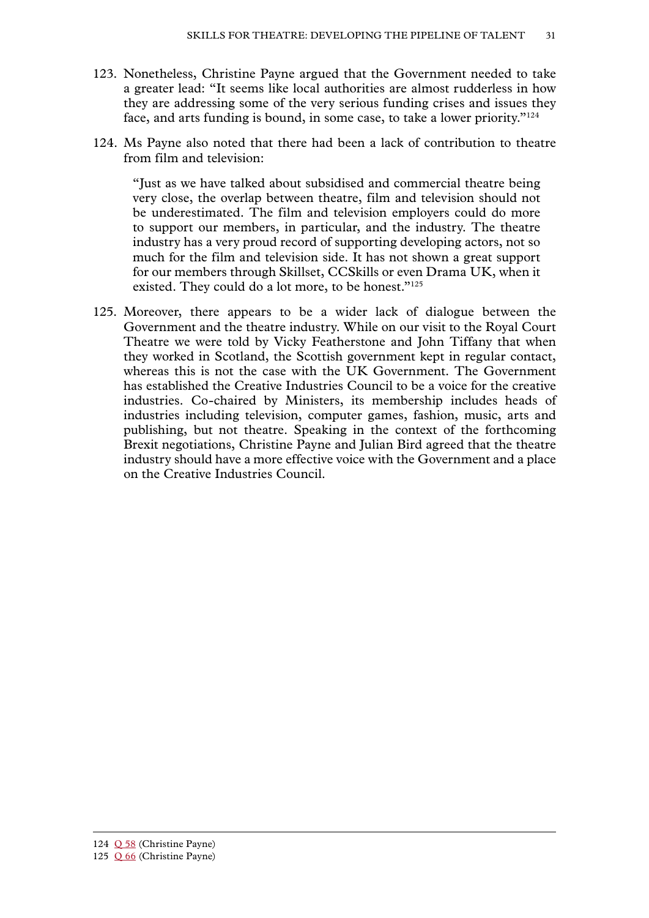123. Nonetheless, Christine Payne argued that the Government needed to take a greater lead: "It seems like local authorities are almost rudderless in how they are addressing some of the very serious funding crises and issues they face, and arts funding is bound, in some case, to take a lower priority."[124]

124. Ms Payne also noted that there had been a lack of contribution to theatre from film and television:

> "Just as we have talked about subsidised and commercial theatre being very close, the overlap between theatre, film and television should not be underestimated. The film and television employers could do more to support our members, in particular, and the industry. The theatre industry has a very proud record of supporting developing actors, not so much for the film and television side. It has not shown a great support for our members through Skillset, CCSkills or even Drama UK, when it existed. They could do a lot more, to be honest."[125]

125. Moreover, there appears to be a wider lack of dialogue between the Government and the theatre industry. While on our visit to the Royal Court Theatre we were told by Vicky Featherstone and John Tiffany that when they worked in Scotland, the Scottish government kept in regular contact, whereas this is not the case with the UK Government. The Government has established the Creative Industries Council to be a voice for the creative industries. Co-chaired by Ministers, its membership includes heads of industries including television, computer games, fashion, music, arts and publishing, but not theatre. Speaking in the context of the forthcoming Brexit negotiations, Christine Payne and Julian Bird agreed that the theatre industry should have a more effective voice with the Government and a place on the Creative Industries Council.

124 Q 58 (Christine Payne)
125 Q 66 (Christine Payne)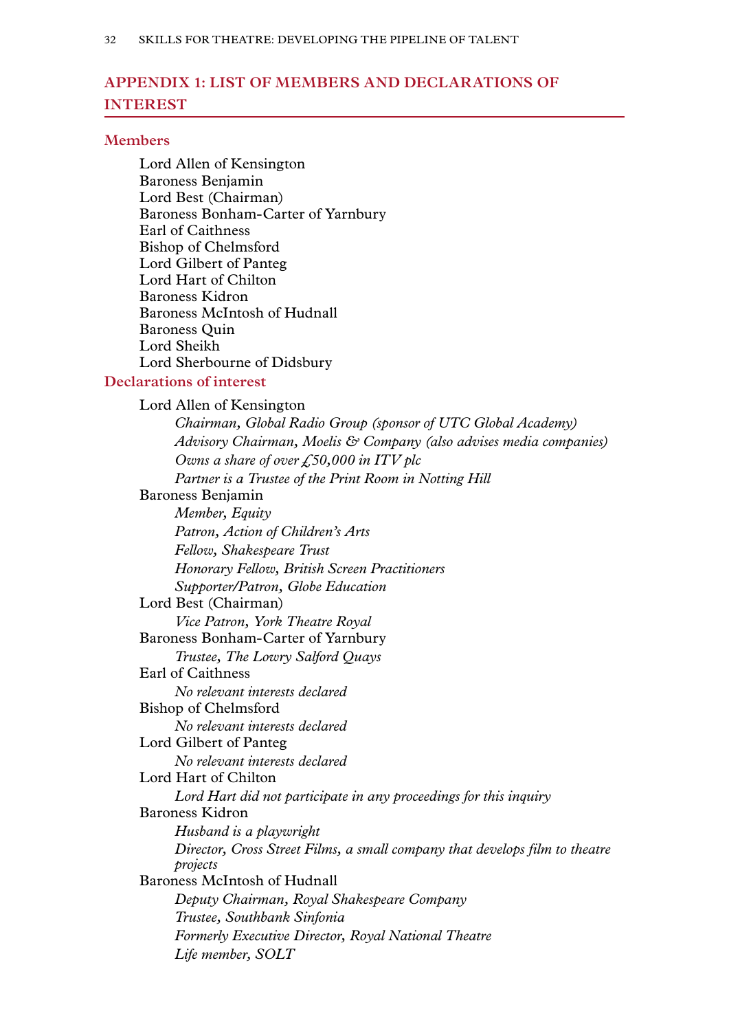## APPENDIX 1: LIST OF MEMBERS AND DECLARATIONS OF INTEREST

### Members

Lord Allen of Kensington
Baroness Benjamin
Lord Best (Chairman)
Baroness Bonham-Carter of Yarnbury
Earl of Caithness
Bishop of Chelmsford
Lord Gilbert of Panteg
Lord Hart of Chilton
Baroness Kidron
Baroness McIntosh of Hudnall
Baroness Quin
Lord Sheikh
Lord Sherbourne of Didsbury

### Declarations of interest

Lord Allen of Kensington
*Chairman, Global Radio Group (sponsor of UTC Global Academy)*
*Advisory Chairman, Moelis & Company (also advises media companies)*
*Owns a share of over £50,000 in ITV plc*
*Partner is a Trustee of the Print Room in Notting Hill*

Baroness Benjamin
*Member, Equity*
*Patron, Action of Children's Arts*
*Fellow, Shakespeare Trust*
*Honorary Fellow, British Screen Practitioners*
*Supporter/Patron, Globe Education*

Lord Best (Chairman)
*Vice Patron, York Theatre Royal*

Baroness Bonham-Carter of Yarnbury
*Trustee, The Lowry Salford Quays*

Earl of Caithness
*No relevant interests declared*

Bishop of Chelmsford
*No relevant interests declared*

Lord Gilbert of Panteg
*No relevant interests declared*

Lord Hart of Chilton
*Lord Hart did not participate in any proceedings for this inquiry*

Baroness Kidron
*Husband is a playwright*
*Director, Cross Street Films, a small company that develops film to theatre projects*

Baroness McIntosh of Hudnall
*Deputy Chairman, Royal Shakespeare Company*
*Trustee, Southbank Sinfonia*
*Formerly Executive Director, Royal National Theatre*
*Life member, SOLT*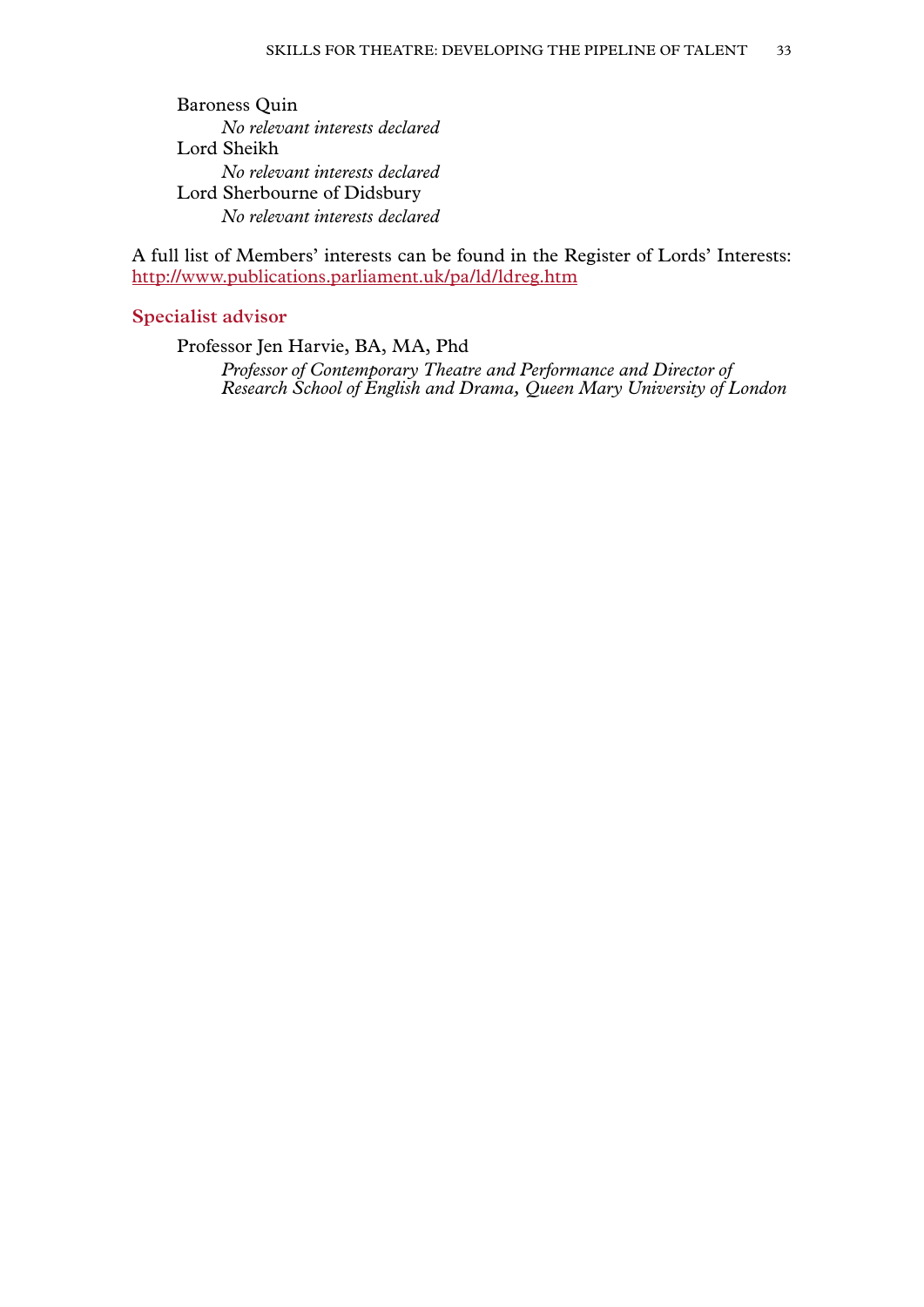Baroness Quin

*No relevant interests declared*

Lord Sheikh

*No relevant interests declared*

Lord Sherbourne of Didsbury

*No relevant interests declared*

A full list of Members' interests can be found in the Register of Lords' Interests: http://www.publications.parliament.uk/pa/ld/ldreg.htm

## Specialist advisor

Professor Jen Harvie, BA, MA, Phd

*Professor of Contemporary Theatre and Performance and Director of Research School of English and Drama, Queen Mary University of London*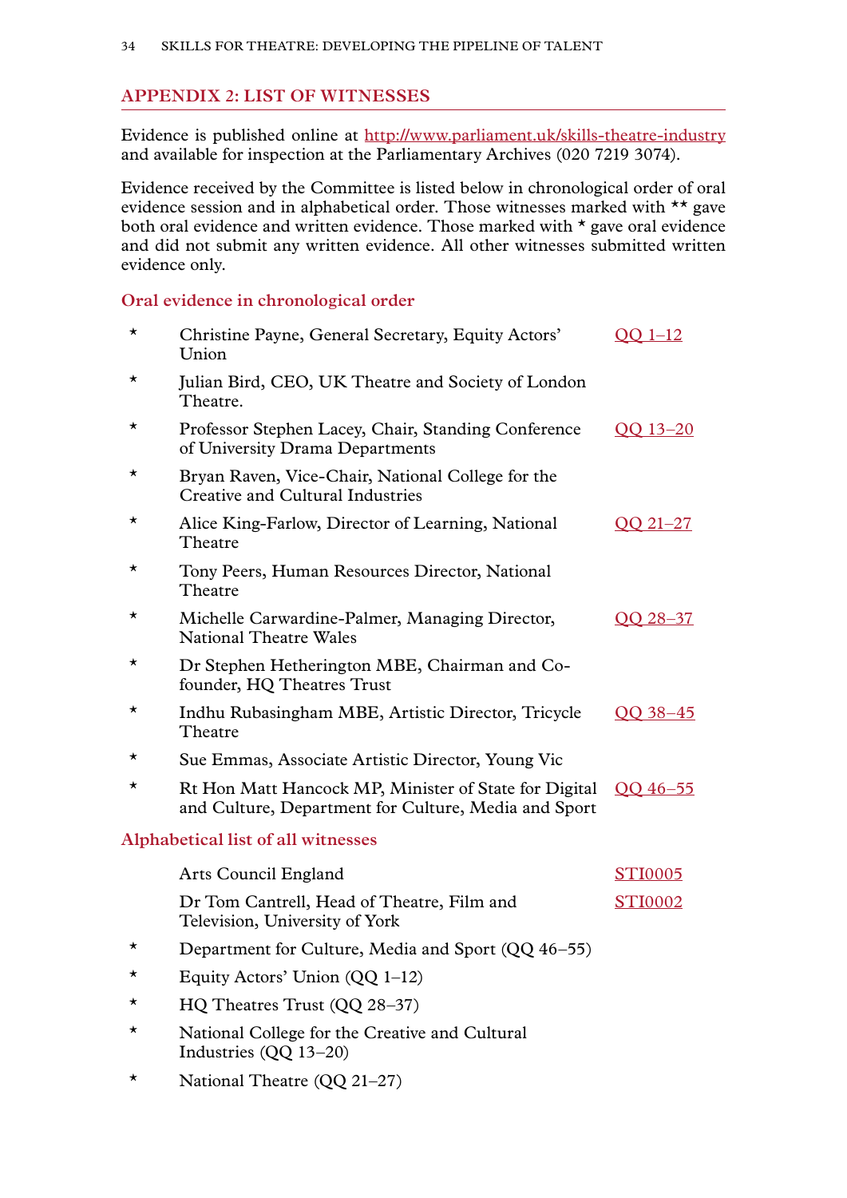## APPENDIX 2: LIST OF WITNESSES

Evidence is published online at http://www.parliament.uk/skills-theatre-industry and available for inspection at the Parliamentary Archives (020 7219 3074).

Evidence received by the Committee is listed below in chronological order of oral evidence session and in alphabetical order. Those witnesses marked with ** gave both oral evidence and written evidence. Those marked with * gave oral evidence and did not submit any written evidence. All other witnesses submitted written evidence only.

### Oral evidence in chronological order

| | | |
|---|---|---|
| * | Christine Payne, General Secretary, Equity Actors' Union | QQ 1–12 |
| * | Julian Bird, CEO, UK Theatre and Society of London Theatre. | |
| * | Professor Stephen Lacey, Chair, Standing Conference of University Drama Departments | QQ 13–20 |
| * | Bryan Raven, Vice-Chair, National College for the Creative and Cultural Industries | |
| * | Alice King-Farlow, Director of Learning, National Theatre | QQ 21–27 |
| * | Tony Peers, Human Resources Director, National Theatre | |
| * | Michelle Carwardine-Palmer, Managing Director, National Theatre Wales | QQ 28–37 |
| * | Dr Stephen Hetherington MBE, Chairman and Co-founder, HQ Theatres Trust | |
| * | Indhu Rubasingham MBE, Artistic Director, Tricycle Theatre | QQ 38–45 |
| * | Sue Emmas, Associate Artistic Director, Young Vic | |
| * | Rt Hon Matt Hancock MP, Minister of State for Digital and Culture, Department for Culture, Media and Sport | QQ 46–55 |

### Alphabetical list of all witnesses

| | | |
|---|---|---|
| | Arts Council England | STI0005 |
| | Dr Tom Cantrell, Head of Theatre, Film and Television, University of York | STI0002 |
| * | Department for Culture, Media and Sport (QQ 46–55) | |
| * | Equity Actors' Union (QQ 1–12) | |
| * | HQ Theatres Trust (QQ 28–37) | |
| * | National College for the Creative and Cultural Industries (QQ 13–20) | |
| * | National Theatre (QQ 21–27) | |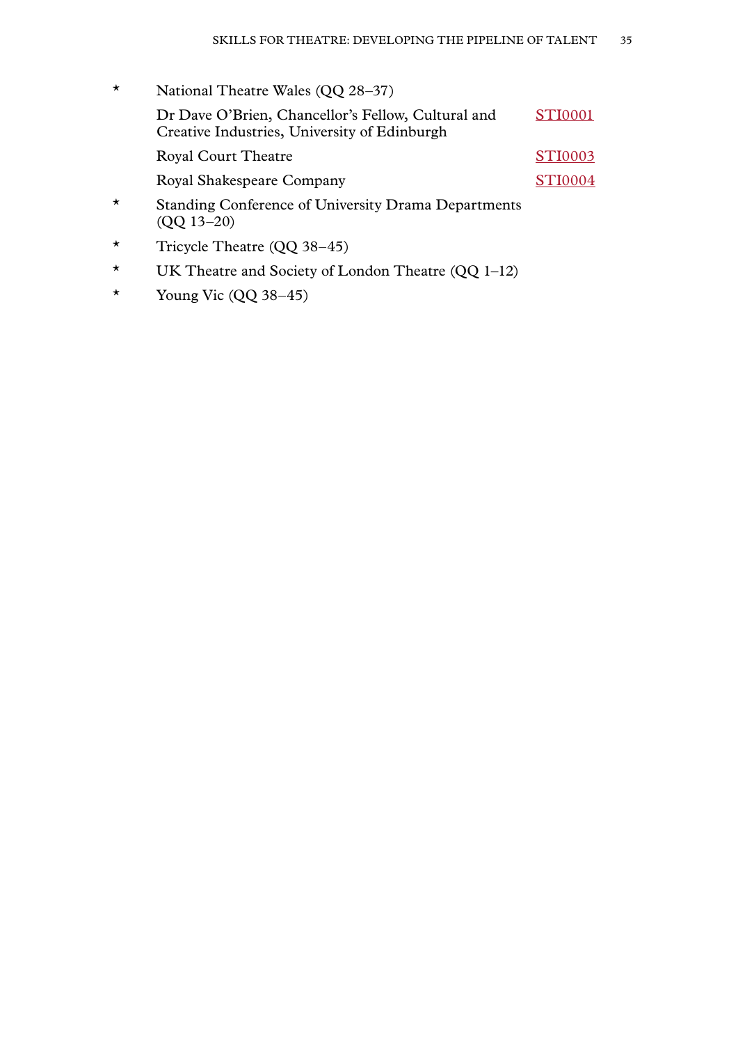| | | |
|---|---|---|
| * | National Theatre Wales (QQ 28–37) | |
| | Dr Dave O'Brien, Chancellor's Fellow, Cultural and Creative Industries, University of Edinburgh | STI0001 |
| | Royal Court Theatre | STI0003 |
| | Royal Shakespeare Company | STI0004 |
| * | Standing Conference of University Drama Departments (QQ 13–20) | |
| * | Tricycle Theatre (QQ 38–45) | |
| * | UK Theatre and Society of London Theatre (QQ 1–12) | |
| * | Young Vic (QQ 38–45) | |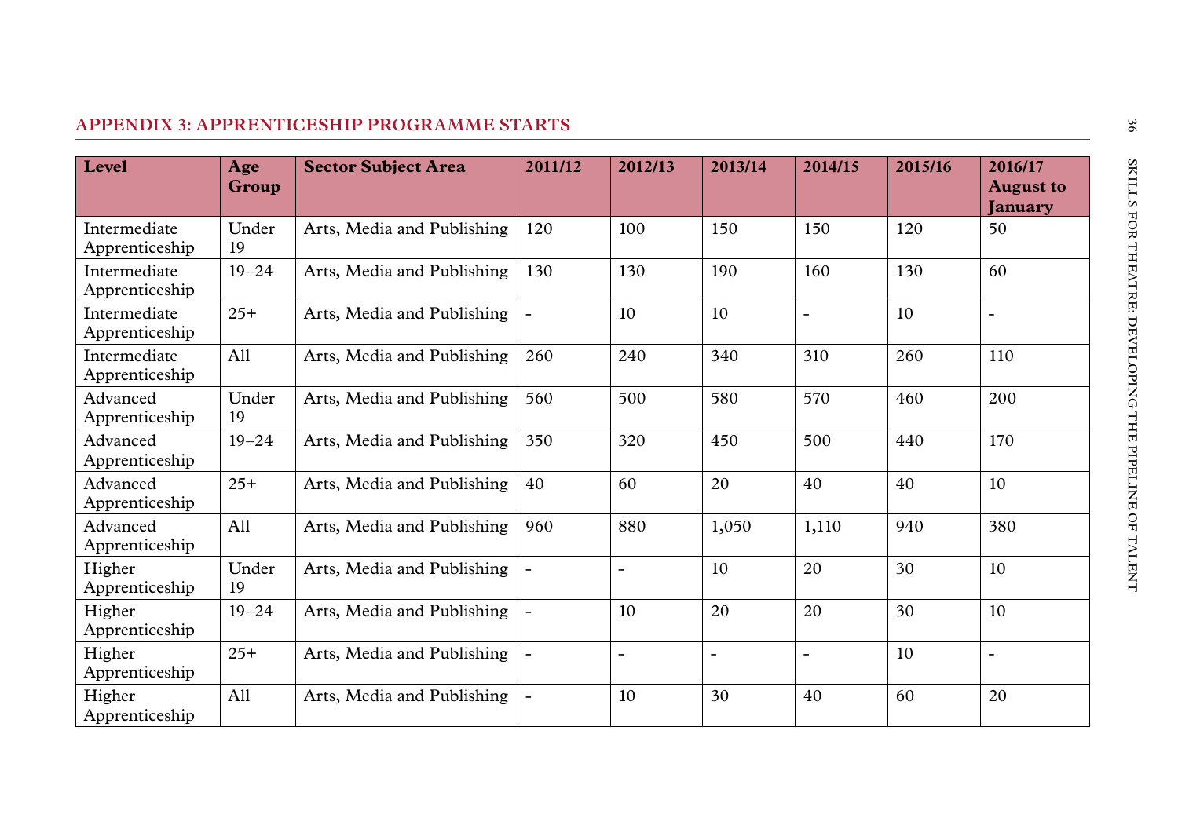## APPENDIX 3: APPRENTICESHIP PROGRAMME STARTS

| Level | Age Group | Sector Subject Area | 2011/12 | 2012/13 | 2013/14 | 2014/15 | 2015/16 | 2016/17 August to January |
|---|---|---|---|---|---|---|---|---|
| Intermediate Apprenticeship | Under 19 | Arts, Media and Publishing | 120 | 100 | 150 | 150 | 120 | 50 |
| Intermediate Apprenticeship | 19–24 | Arts, Media and Publishing | 130 | 130 | 190 | 160 | 130 | 60 |
| Intermediate Apprenticeship | 25+ | Arts, Media and Publishing | - | 10 | 10 | - | 10 | - |
| Intermediate Apprenticeship | All | Arts, Media and Publishing | 260 | 240 | 340 | 310 | 260 | 110 |
| Advanced Apprenticeship | Under 19 | Arts, Media and Publishing | 560 | 500 | 580 | 570 | 460 | 200 |
| Advanced Apprenticeship | 19–24 | Arts, Media and Publishing | 350 | 320 | 450 | 500 | 440 | 170 |
| Advanced Apprenticeship | 25+ | Arts, Media and Publishing | 40 | 60 | 20 | 40 | 40 | 10 |
| Advanced Apprenticeship | All | Arts, Media and Publishing | 960 | 880 | 1,050 | 1,110 | 940 | 380 |
| Higher Apprenticeship | Under 19 | Arts, Media and Publishing | - | - | 10 | 20 | 30 | 10 |
| Higher Apprenticeship | 19–24 | Arts, Media and Publishing | - | 10 | 20 | 20 | 30 | 10 |
| Higher Apprenticeship | 25+ | Arts, Media and Publishing | - | - | - | - | 10 | - |
| Higher Apprenticeship | All | Arts, Media and Publishing | - | 10 | 30 | 40 | 60 | 20 |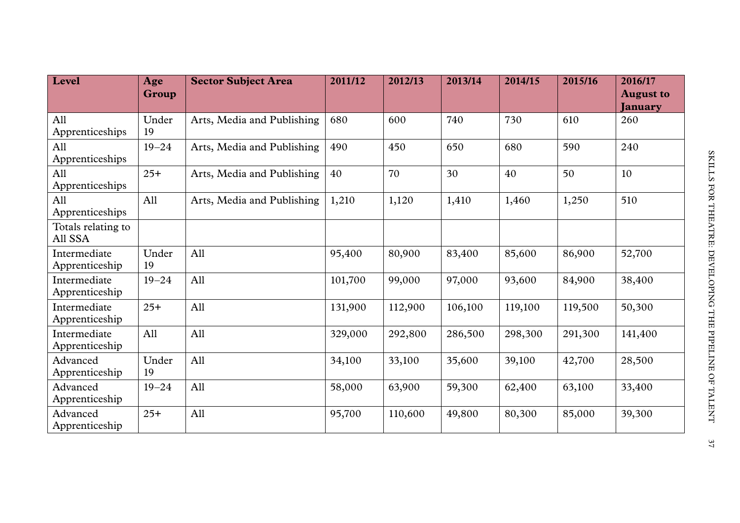| Level | Age Group | Sector Subject Area | 2011/12 | 2012/13 | 2013/14 | 2014/15 | 2015/16 | 2016/17 August to January |
|---|---|---|---|---|---|---|---|---|
| All Apprenticeships | Under 19 | Arts, Media and Publishing | 680 | 600 | 740 | 730 | 610 | 260 |
| All Apprenticeships | 19–24 | Arts, Media and Publishing | 490 | 450 | 650 | 680 | 590 | 240 |
| All Apprenticeships | 25+ | Arts, Media and Publishing | 40 | 70 | 30 | 40 | 50 | 10 |
| All Apprenticeships | All | Arts, Media and Publishing | 1,210 | 1,120 | 1,410 | 1,460 | 1,250 | 510 |
| Totals relating to All SSA | | | | | | | | |
| Intermediate Apprenticeship | Under 19 | All | 95,400 | 80,900 | 83,400 | 85,600 | 86,900 | 52,700 |
| Intermediate Apprenticeship | 19–24 | All | 101,700 | 99,000 | 97,000 | 93,600 | 84,900 | 38,400 |
| Intermediate Apprenticeship | 25+ | All | 131,900 | 112,900 | 106,100 | 119,100 | 119,500 | 50,300 |
| Intermediate Apprenticeship | All | All | 329,000 | 292,800 | 286,500 | 298,300 | 291,300 | 141,400 |
| Advanced Apprenticeship | Under 19 | All | 34,100 | 33,100 | 35,600 | 39,100 | 42,700 | 28,500 |
| Advanced Apprenticeship | 19–24 | All | 58,000 | 63,900 | 59,300 | 62,400 | 63,100 | 33,400 |
| Advanced Apprenticeship | 25+ | All | 95,700 | 110,600 | 49,800 | 80,300 | 85,000 | 39,300 |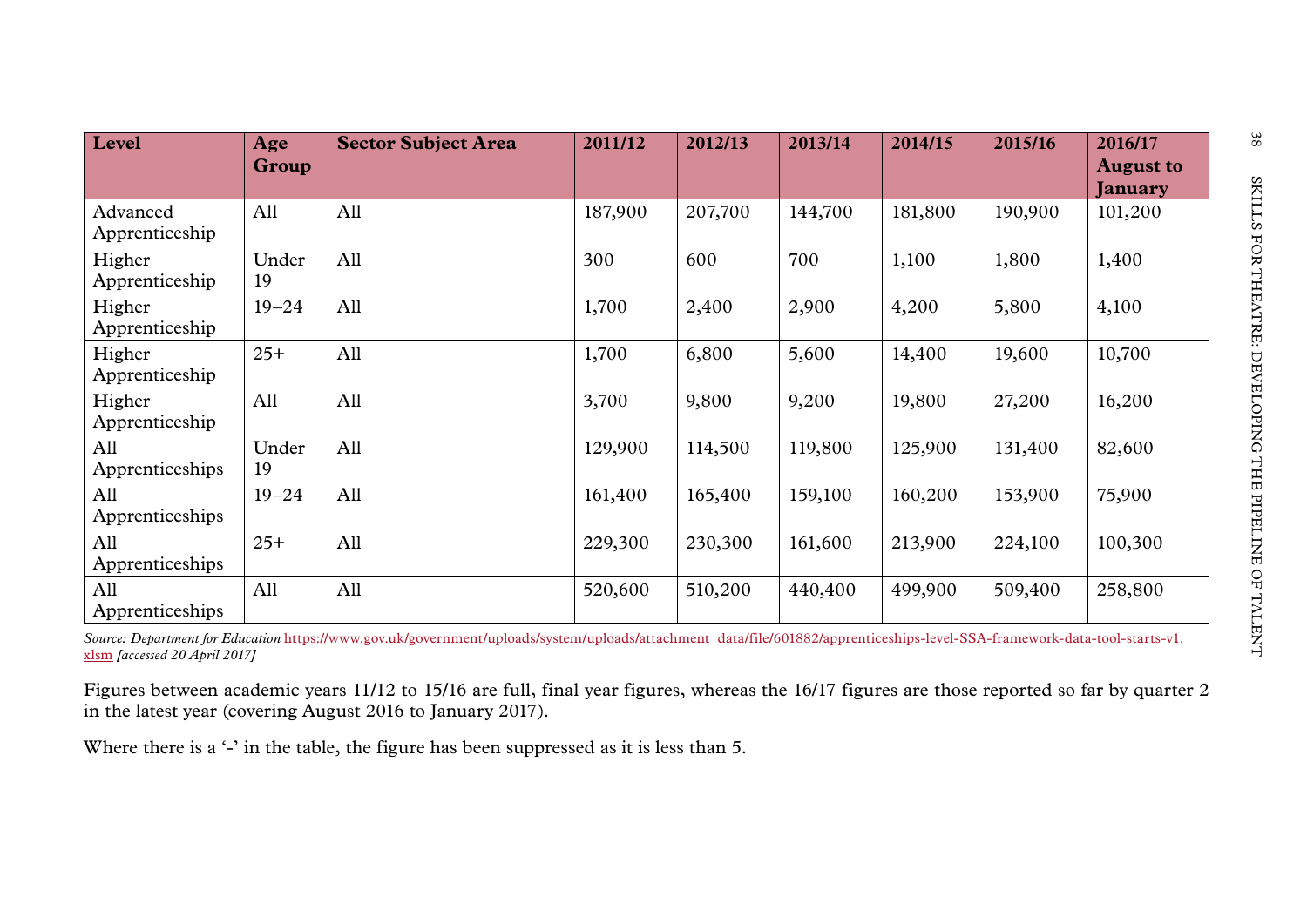| Level | Age Group | Sector Subject Area | 2011/12 | 2012/13 | 2013/14 | 2014/15 | 2015/16 | 2016/17 August to January |
|---|---|---|---|---|---|---|---|---|
| Advanced Apprenticeship | All | All | 187,900 | 207,700 | 144,700 | 181,800 | 190,900 | 101,200 |
| Higher Apprenticeship | Under 19 | All | 300 | 600 | 700 | 1,100 | 1,800 | 1,400 |
| Higher Apprenticeship | 19–24 | All | 1,700 | 2,400 | 2,900 | 4,200 | 5,800 | 4,100 |
| Higher Apprenticeship | 25+ | All | 1,700 | 6,800 | 5,600 | 14,400 | 19,600 | 10,700 |
| Higher Apprenticeship | All | All | 3,700 | 9,800 | 9,200 | 19,800 | 27,200 | 16,200 |
| All Apprenticeships | Under 19 | All | 129,900 | 114,500 | 119,800 | 125,900 | 131,400 | 82,600 |
| All Apprenticeships | 19–24 | All | 161,400 | 165,400 | 159,100 | 160,200 | 153,900 | 75,900 |
| All Apprenticeships | 25+ | All | 229,300 | 230,300 | 161,600 | 213,900 | 224,100 | 100,300 |
| All Apprenticeships | All | All | 520,600 | 510,200 | 440,400 | 499,900 | 509,400 | 258,800 |

*Source: Department for Education* https://www.gov.uk/government/uploads/system/uploads/attachment_data/file/601882/apprenticeships-level-SSA-framework-data-tool-starts-v1.xlsm *[accessed 20 April 2017]*

Figures between academic years 11/12 to 15/16 are full, final year figures, whereas the 16/17 figures are those reported so far by quarter 2 in the latest year (covering August 2016 to January 2017).

Where there is a '-' in the table, the figure has been suppressed as it is less than 5.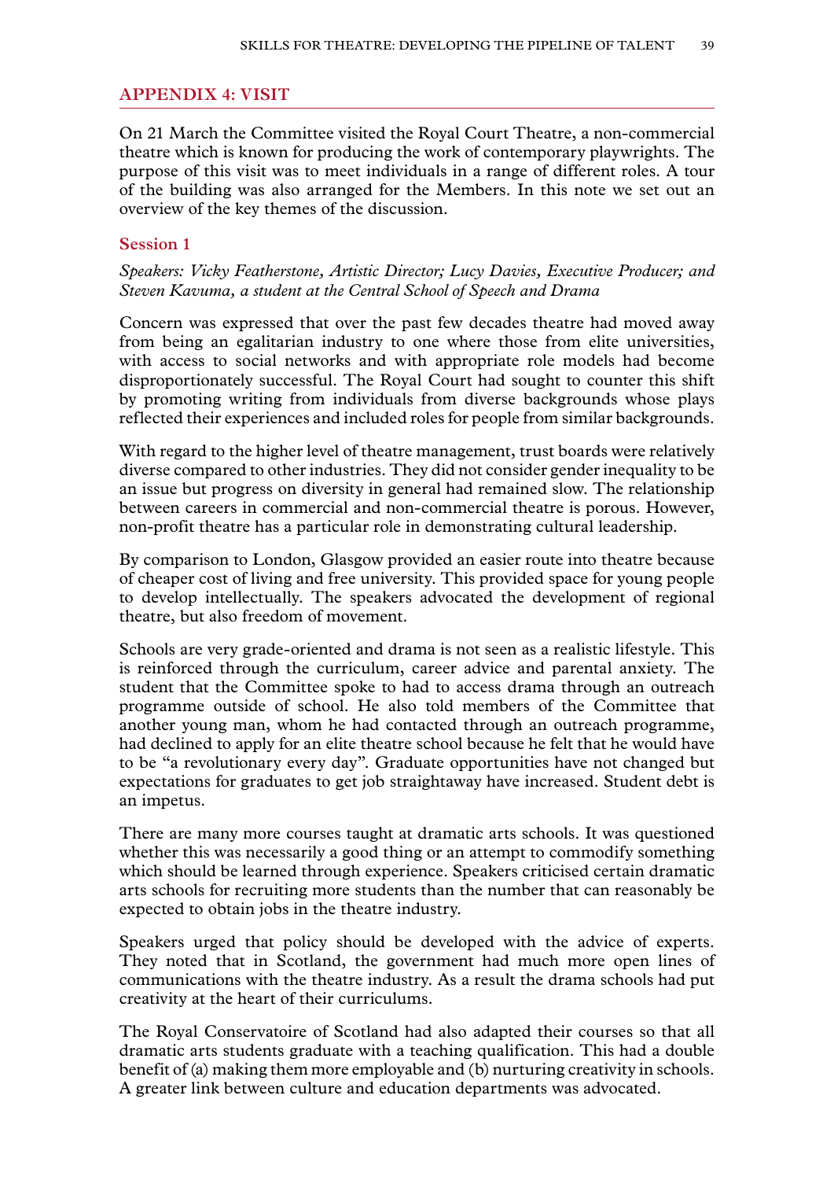## APPENDIX 4: VISIT

On 21 March the Committee visited the Royal Court Theatre, a non-commercial theatre which is known for producing the work of contemporary playwrights. The purpose of this visit was to meet individuals in a range of different roles. A tour of the building was also arranged for the Members. In this note we set out an overview of the key themes of the discussion.

### Session 1

*Speakers: Vicky Featherstone, Artistic Director; Lucy Davies, Executive Producer; and Steven Kavuma, a student at the Central School of Speech and Drama*

Concern was expressed that over the past few decades theatre had moved away from being an egalitarian industry to one where those from elite universities, with access to social networks and with appropriate role models had become disproportionately successful. The Royal Court had sought to counter this shift by promoting writing from individuals from diverse backgrounds whose plays reflected their experiences and included roles for people from similar backgrounds.

With regard to the higher level of theatre management, trust boards were relatively diverse compared to other industries. They did not consider gender inequality to be an issue but progress on diversity in general had remained slow. The relationship between careers in commercial and non-commercial theatre is porous. However, non-profit theatre has a particular role in demonstrating cultural leadership.

By comparison to London, Glasgow provided an easier route into theatre because of cheaper cost of living and free university. This provided space for young people to develop intellectually. The speakers advocated the development of regional theatre, but also freedom of movement.

Schools are very grade-oriented and drama is not seen as a realistic lifestyle. This is reinforced through the curriculum, career advice and parental anxiety. The student that the Committee spoke to had to access drama through an outreach programme outside of school. He also told members of the Committee that another young man, whom he had contacted through an outreach programme, had declined to apply for an elite theatre school because he felt that he would have to be "a revolutionary every day". Graduate opportunities have not changed but expectations for graduates to get job straightaway have increased. Student debt is an impetus.

There are many more courses taught at dramatic arts schools. It was questioned whether this was necessarily a good thing or an attempt to commodify something which should be learned through experience. Speakers criticised certain dramatic arts schools for recruiting more students than the number that can reasonably be expected to obtain jobs in the theatre industry.

Speakers urged that policy should be developed with the advice of experts. They noted that in Scotland, the government had much more open lines of communications with the theatre industry. As a result the drama schools had put creativity at the heart of their curriculums.

The Royal Conservatoire of Scotland had also adapted their courses so that all dramatic arts students graduate with a teaching qualification. This had a double benefit of (a) making them more employable and (b) nurturing creativity in schools. A greater link between culture and education departments was advocated.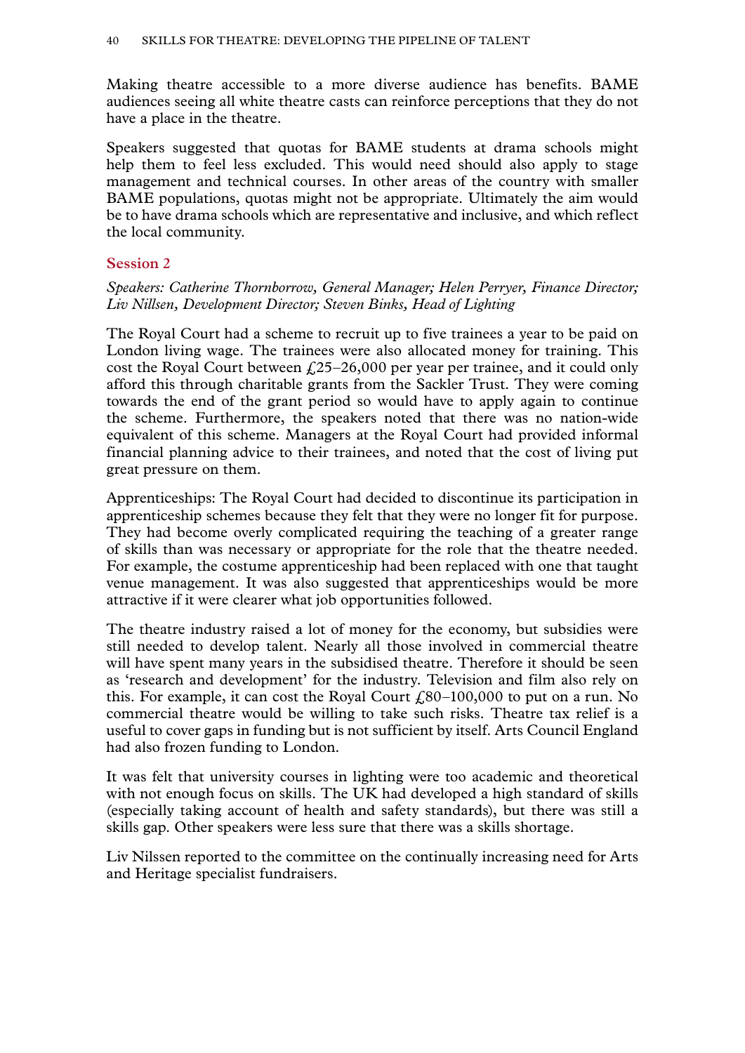Making theatre accessible to a more diverse audience has benefits. BAME audiences seeing all white theatre casts can reinforce perceptions that they do not have a place in the theatre.

Speakers suggested that quotas for BAME students at drama schools might help them to feel less excluded. This would need should also apply to stage management and technical courses. In other areas of the country with smaller BAME populations, quotas might not be appropriate. Ultimately the aim would be to have drama schools which are representative and inclusive, and which reflect the local community.

### Session 2

*Speakers: Catherine Thornborrow, General Manager; Helen Perryer, Finance Director; Liv Nillsen, Development Director; Steven Binks, Head of Lighting*

The Royal Court had a scheme to recruit up to five trainees a year to be paid on London living wage. The trainees were also allocated money for training. This cost the Royal Court between £25–26,000 per year per trainee, and it could only afford this through charitable grants from the Sackler Trust. They were coming towards the end of the grant period so would have to apply again to continue the scheme. Furthermore, the speakers noted that there was no nation-wide equivalent of this scheme. Managers at the Royal Court had provided informal financial planning advice to their trainees, and noted that the cost of living put great pressure on them.

Apprenticeships: The Royal Court had decided to discontinue its participation in apprenticeship schemes because they felt that they were no longer fit for purpose. They had become overly complicated requiring the teaching of a greater range of skills than was necessary or appropriate for the role that the theatre needed. For example, the costume apprenticeship had been replaced with one that taught venue management. It was also suggested that apprenticeships would be more attractive if it were clearer what job opportunities followed.

The theatre industry raised a lot of money for the economy, but subsidies were still needed to develop talent. Nearly all those involved in commercial theatre will have spent many years in the subsidised theatre. Therefore it should be seen as 'research and development' for the industry. Television and film also rely on this. For example, it can cost the Royal Court £80–100,000 to put on a run. No commercial theatre would be willing to take such risks. Theatre tax relief is a useful to cover gaps in funding but is not sufficient by itself. Arts Council England had also frozen funding to London.

It was felt that university courses in lighting were too academic and theoretical with not enough focus on skills. The UK had developed a high standard of skills (especially taking account of health and safety standards), but there was still a skills gap. Other speakers were less sure that there was a skills shortage.

Liv Nilssen reported to the committee on the continually increasing need for Arts and Heritage specialist fundraisers.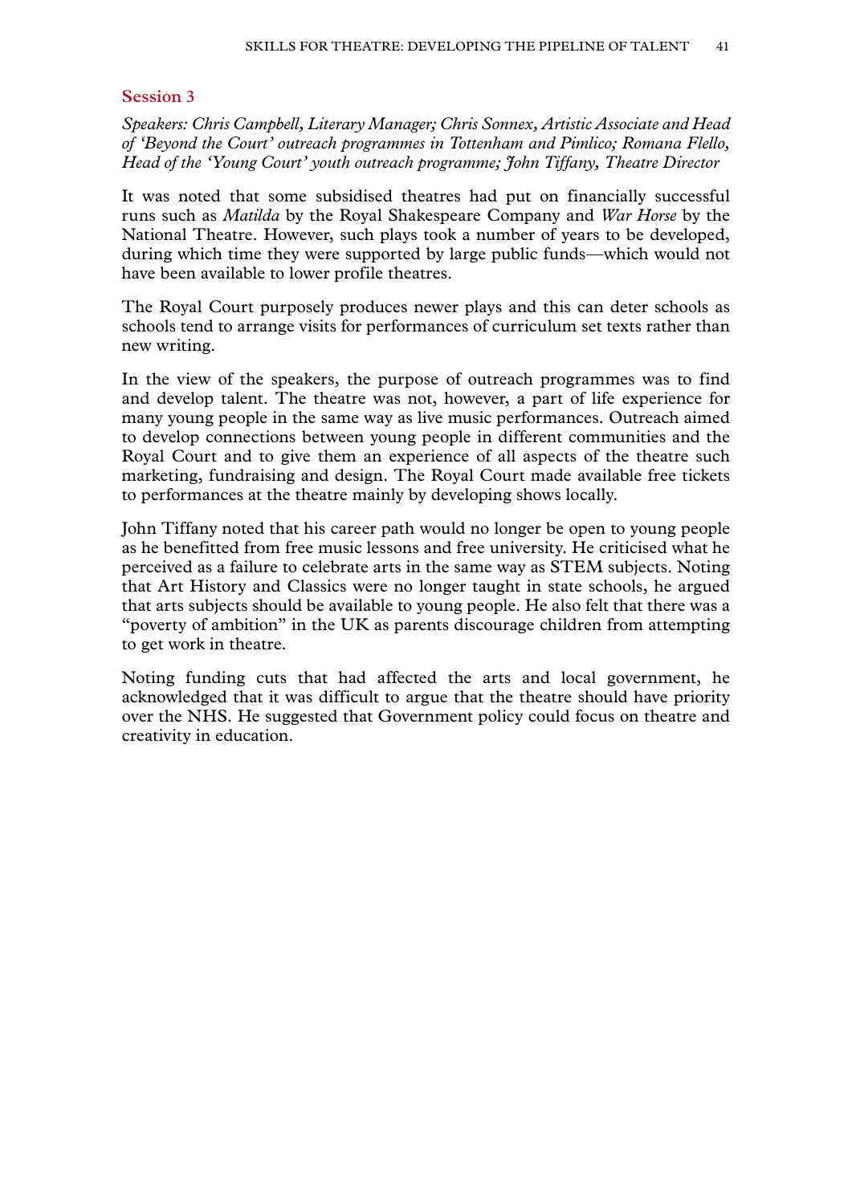## Session 3

*Speakers: Chris Campbell, Literary Manager; Chris Sonnex, Artistic Associate and Head of 'Beyond the Court' outreach programmes in Tottenham and Pimlico; Romana Flello, Head of the 'Young Court' youth outreach programme; John Tiffany, Theatre Director*

It was noted that some subsidised theatres had put on financially successful runs such as *Matilda* by the Royal Shakespeare Company and *War Horse* by the National Theatre. However, such plays took a number of years to be developed, during which time they were supported by large public funds—which would not have been available to lower profile theatres.

The Royal Court purposely produces newer plays and this can deter schools as schools tend to arrange visits for performances of curriculum set texts rather than new writing.

In the view of the speakers, the purpose of outreach programmes was to find and develop talent. The theatre was not, however, a part of life experience for many young people in the same way as live music performances. Outreach aimed to develop connections between young people in different communities and the Royal Court and to give them an experience of all aspects of the theatre such marketing, fundraising and design. The Royal Court made available free tickets to performances at the theatre mainly by developing shows locally.

John Tiffany noted that his career path would no longer be open to young people as he benefitted from free music lessons and free university. He criticised what he perceived as a failure to celebrate arts in the same way as STEM subjects. Noting that Art History and Classics were no longer taught in state schools, he argued that arts subjects should be available to young people. He also felt that there was a "poverty of ambition" in the UK as parents discourage children from attempting to get work in theatre.

Noting funding cuts that had affected the arts and local government, he acknowledged that it was difficult to argue that the theatre should have priority over the NHS. He suggested that Government policy could focus on theatre and creativity in education.